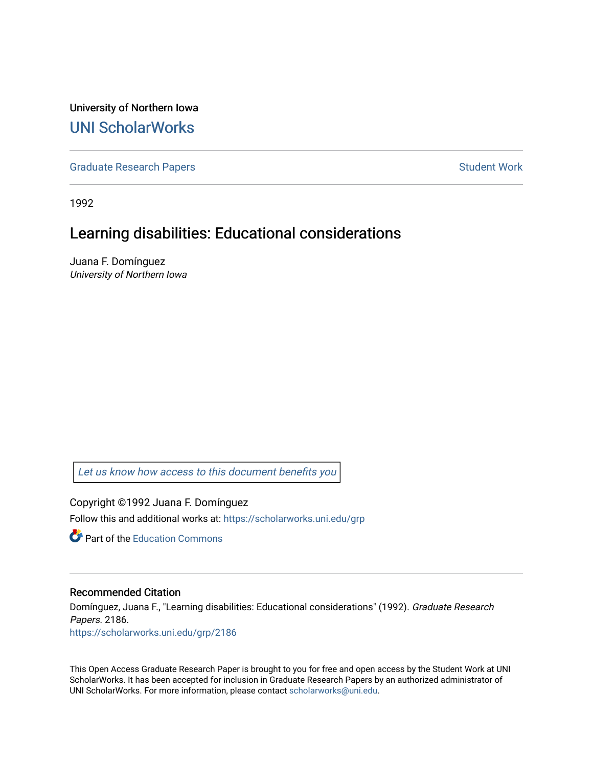University of Northern Iowa

# UNI ScholarWorks

Graduate Research Papers | Student Work

1992

## Learning disabilities: Educational considerations

Juana F. Domínguez
*University of Northern Iowa*

*Let us know how access to this document benefits you*

Copyright ©1992 Juana F. Domínguez

Follow this and additional works at: https://scholarworks.uni.edu/grp

Part of the Education Commons

### Recommended Citation

Domínguez, Juana F., "Learning disabilities: Educational considerations" (1992). *Graduate Research Papers*. 2186.
https://scholarworks.uni.edu/grp/2186

This Open Access Graduate Research Paper is brought to you for free and open access by the Student Work at UNI ScholarWorks. It has been accepted for inclusion in Graduate Research Papers by an authorized administrator of UNI ScholarWorks. For more information, please contact scholarworks@uni.edu.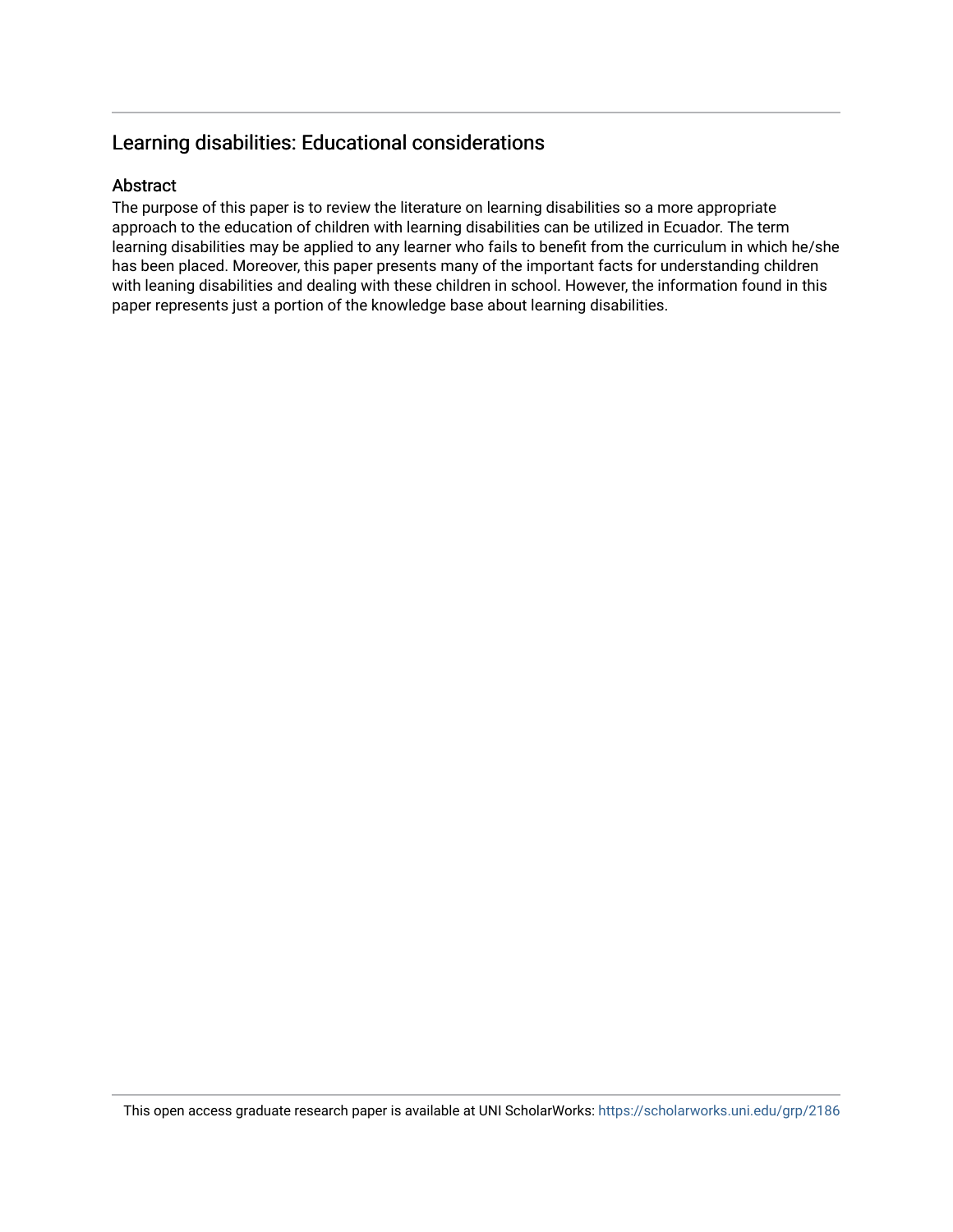## Learning disabilities: Educational considerations

### Abstract

The purpose of this paper is to review the literature on learning disabilities so a more appropriate approach to the education of children with learning disabilities can be utilized in Ecuador. The term learning disabilities may be applied to any learner who fails to benefit from the curriculum in which he/she has been placed. Moreover, this paper presents many of the important facts for understanding children with leaning disabilities and dealing with these children in school. However, the information found in this paper represents just a portion of the knowledge base about learning disabilities.

This open access graduate research paper is available at UNI ScholarWorks: https://scholarworks.uni.edu/grp/2186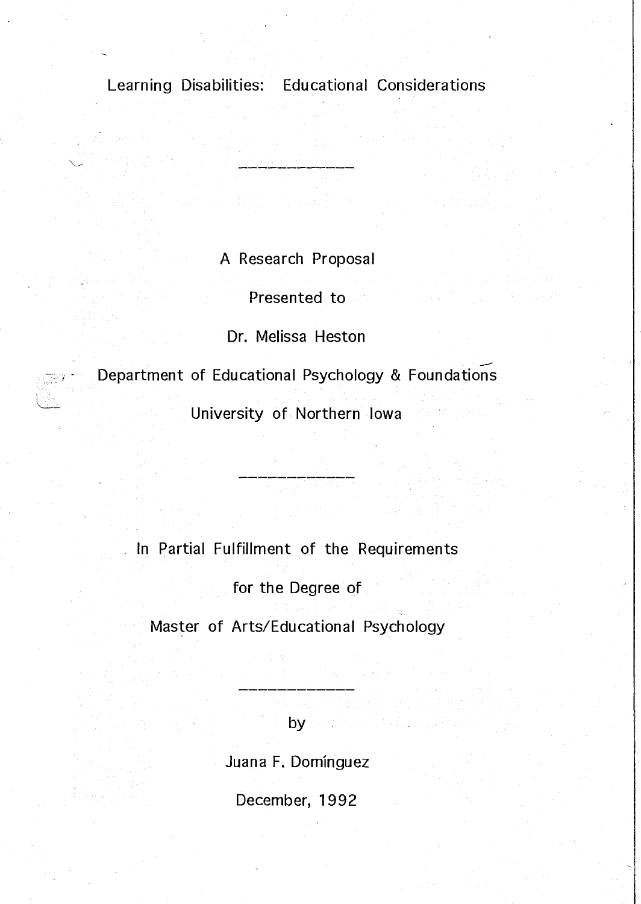# Learning Disabilities: Educational Considerations

---

A Research Proposal

Presented to

Dr. Melissa Heston

Department of Educational Psychology & Foundations

University of Northern Iowa

---

In Partial Fulfillment of the Requirements

for the Degree of

Master of Arts/Educational Psychology

---

by

Juana F. Domínguez

December, 1992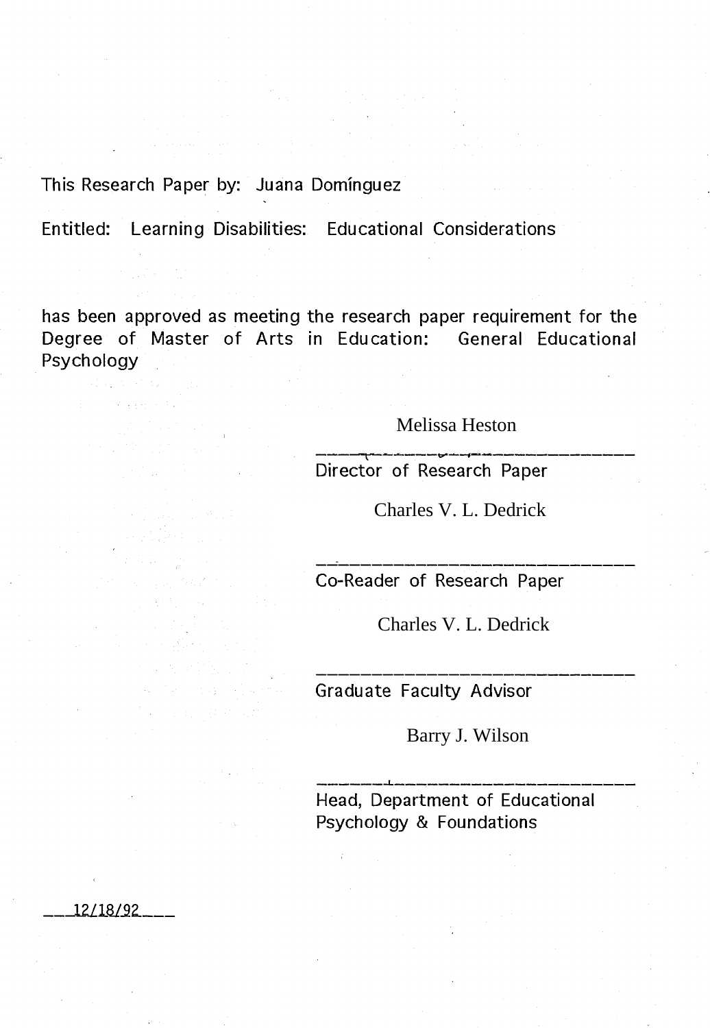This Research Paper by: Juana Domínguez

Entitled: Learning Disabilities: Educational Considerations

has been approved as meeting the research paper requirement for the Degree of Master of Arts in Education: General Educational Psychology

Melissa Heston

Director of Research Paper

Charles V. L. Dedrick

Co-Reader of Research Paper

Charles V. L. Dedrick

Graduate Faculty Advisor

Barry J. Wilson

Head, Department of Educational Psychology & Foundations

12/18/92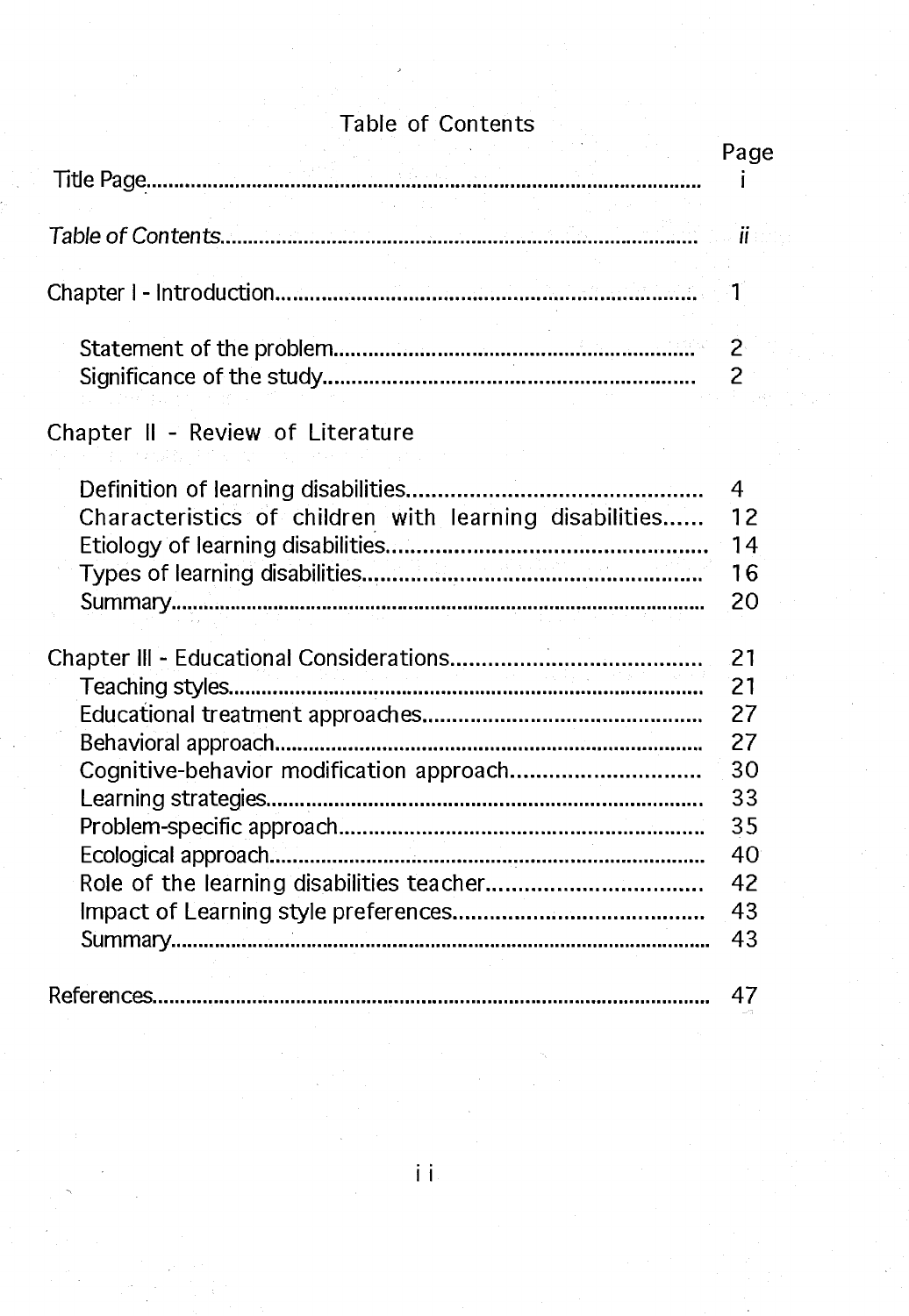# Table of Contents

| | Page |
|---|---|
| Title Page | i |
| *Table of Contents* | *ii* |
| Chapter I - Introduction | 1 |
| Statement of the problem | 2 |
| Significance of the study | 2 |
| Chapter II - Review of Literature | |
| Definition of learning disabilities | 4 |
| Characteristics of children with learning disabilities | 12 |
| Etiology of learning disabilities | 14 |
| Types of learning disabilities | 16 |
| Summary | 20 |
| Chapter III - Educational Considerations | 21 |
| Teaching styles | 21 |
| Educational treatment approaches | 27 |
| Behavioral approach | 27 |
| Cognitive-behavior modification approach | 30 |
| Learning strategies | 33 |
| Problem-specific approach | 35 |
| Ecological approach | 40 |
| Role of the learning disabilities teacher | 42 |
| Impact of Learning style preferences | 43 |
| Summary | 43 |
| References | 47 |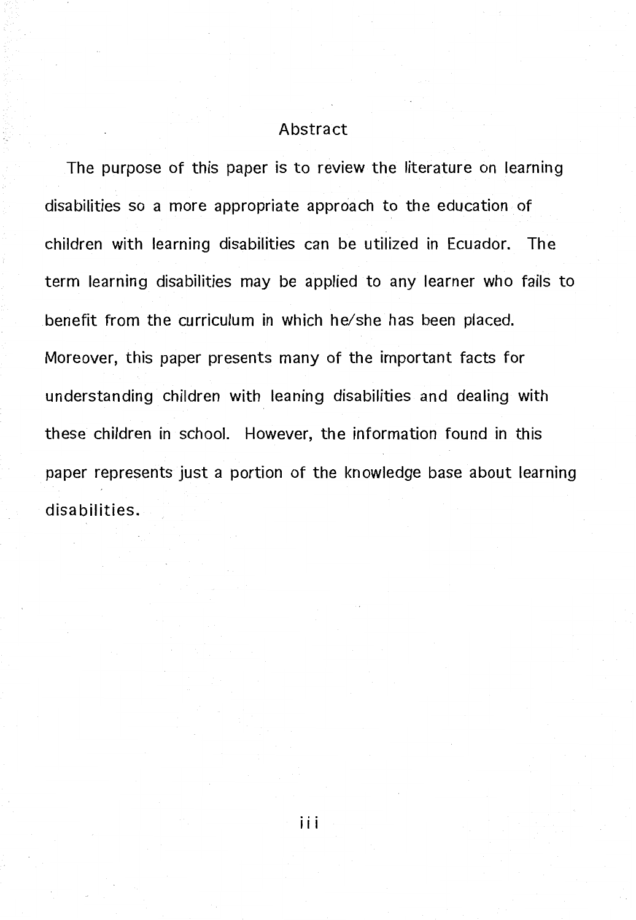# Abstract

The purpose of this paper is to review the literature on learning disabilities so a more appropriate approach to the education of children with learning disabilities can be utilized in Ecuador. The term learning disabilities may be applied to any learner who fails to benefit from the curriculum in which he/she has been placed. Moreover, this paper presents many of the important facts for understanding children with leaning disabilities and dealing with these children in school. However, the information found in this paper represents just a portion of the knowledge base about learning disabilities.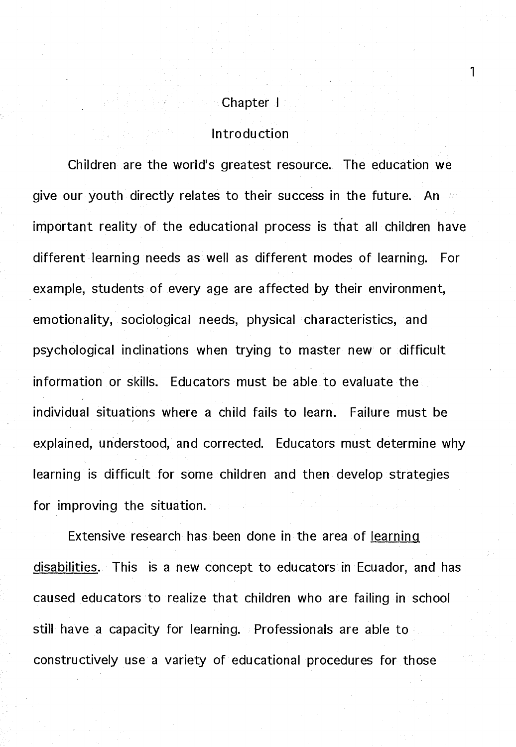# Chapter I

## Introduction

Children are the world's greatest resource. The education we give our youth directly relates to their success in the future. An important reality of the educational process is that all children have different learning needs as well as different modes of learning. For example, students of every age are affected by their environment, emotionality, sociological needs, physical characteristics, and psychological inclinations when trying to master new or difficult information or skills. Educators must be able to evaluate the individual situations where a child fails to learn. Failure must be explained, understood, and corrected. Educators must determine why learning is difficult for some children and then develop strategies for improving the situation.

Extensive research has been done in the area of <u>learning disabilities</u>. This is a new concept to educators in Ecuador, and has caused educators to realize that children who are failing in school still have a capacity for learning. Professionals are able to constructively use a variety of educational procedures for those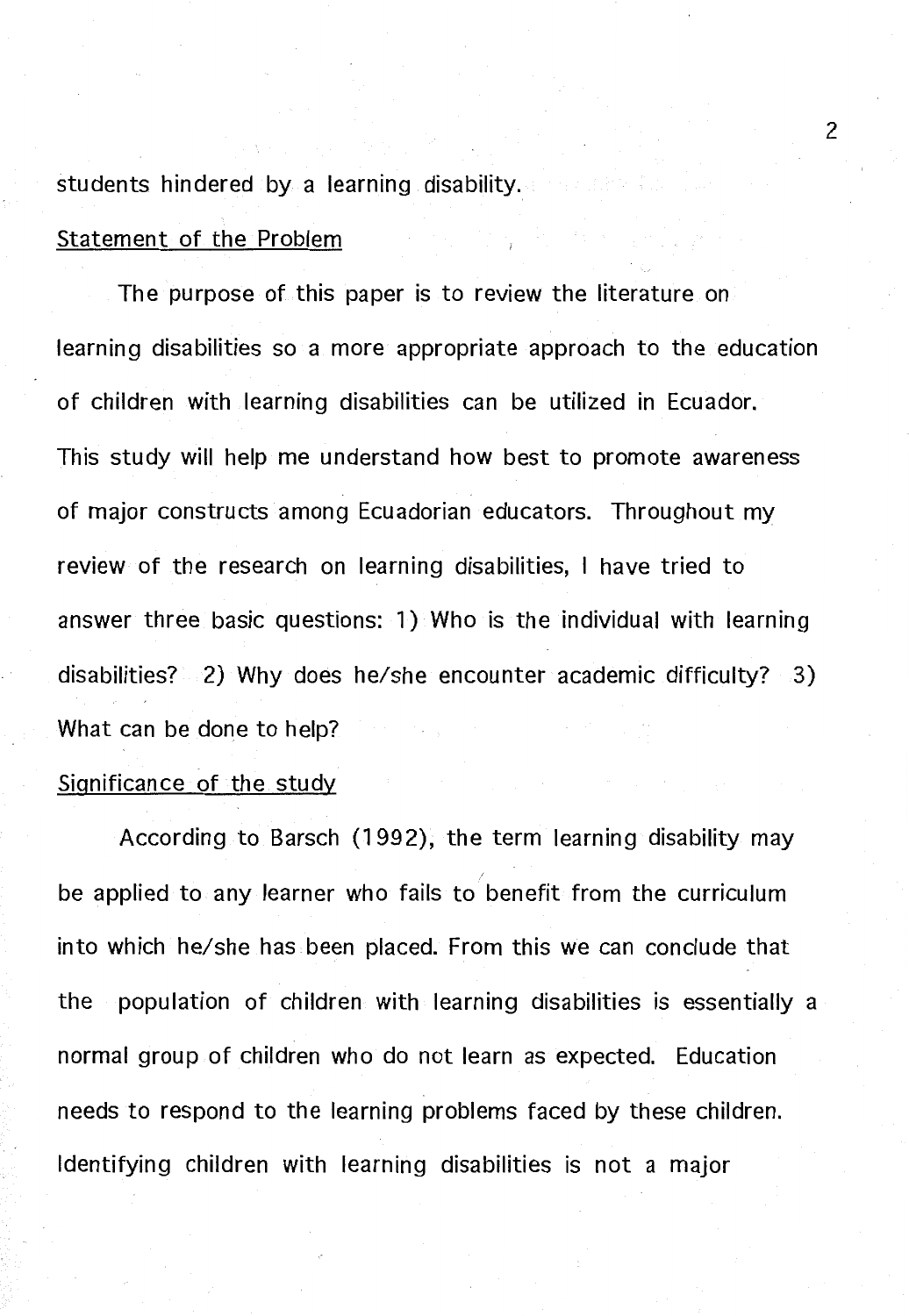students hindered by a learning disability.

## Statement of the Problem

The purpose of this paper is to review the literature on learning disabilities so a more appropriate approach to the education of children with learning disabilities can be utilized in Ecuador. This study will help me understand how best to promote awareness of major constructs among Ecuadorian educators. Throughout my review of the research on learning disabilities, I have tried to answer three basic questions: 1) Who is the individual with learning disabilities? 2) Why does he/she encounter academic difficulty? 3) What can be done to help?

## Significance of the study

According to Barsch (1992), the term learning disability may be applied to any learner who fails to benefit from the curriculum into which he/she has been placed. From this we can conclude that the population of children with learning disabilities is essentially a normal group of children who do not learn as expected. Education needs to respond to the learning problems faced by these children. Identifying children with learning disabilities is not a major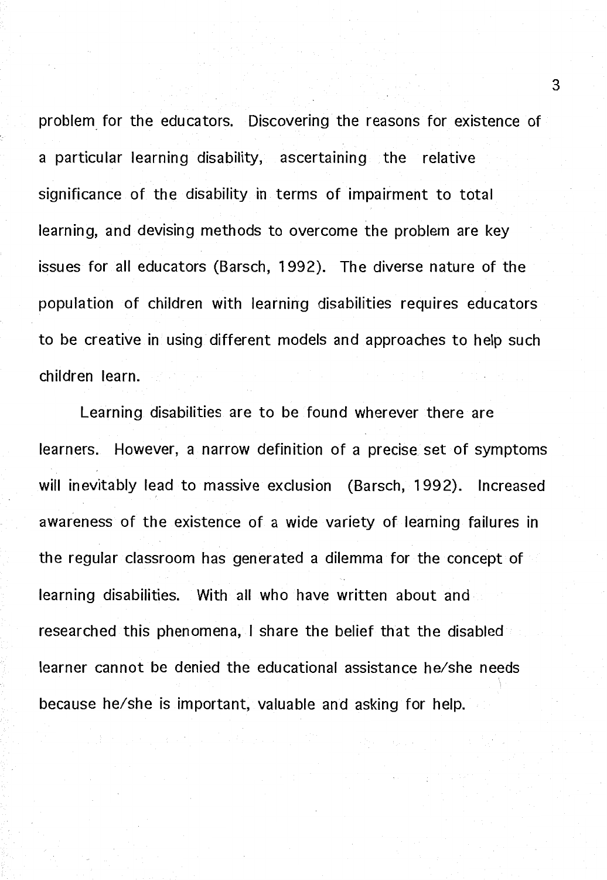problem for the educators. Discovering the reasons for existence of a particular learning disability, ascertaining the relative significance of the disability in terms of impairment to total learning, and devising methods to overcome the problem are key issues for all educators (Barsch, 1992). The diverse nature of the population of children with learning disabilities requires educators to be creative in using different models and approaches to help such children learn.

Learning disabilities are to be found wherever there are learners. However, a narrow definition of a precise set of symptoms will inevitably lead to massive exclusion (Barsch, 1992). Increased awareness of the existence of a wide variety of learning failures in the regular classroom has generated a dilemma for the concept of learning disabilities. With all who have written about and researched this phenomena, I share the belief that the disabled learner cannot be denied the educational assistance he/she needs because he/she is important, valuable and asking for help.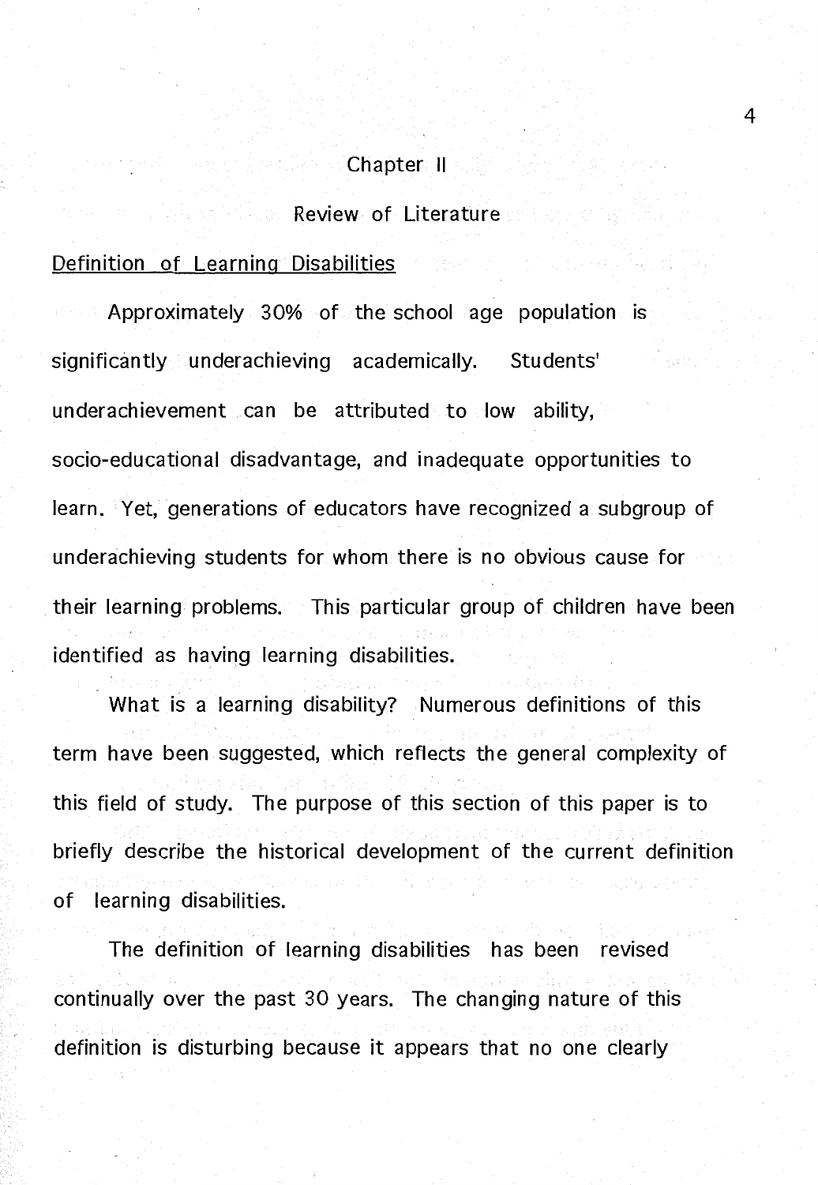# Chapter II

## Review of Literature

### Definition of Learning Disabilities

Approximately 30% of the school age population is significantly underachieving academically. Students' underachievement can be attributed to low ability, socio-educational disadvantage, and inadequate opportunities to learn. Yet, generations of educators have recognized a subgroup of underachieving students for whom there is no obvious cause for their learning problems. This particular group of children have been identified as having learning disabilities.

What is a learning disability? Numerous definitions of this term have been suggested, which reflects the general complexity of this field of study. The purpose of this section of this paper is to briefly describe the historical development of the current definition of learning disabilities.

The definition of learning disabilities has been revised continually over the past 30 years. The changing nature of this definition is disturbing because it appears that no one clearly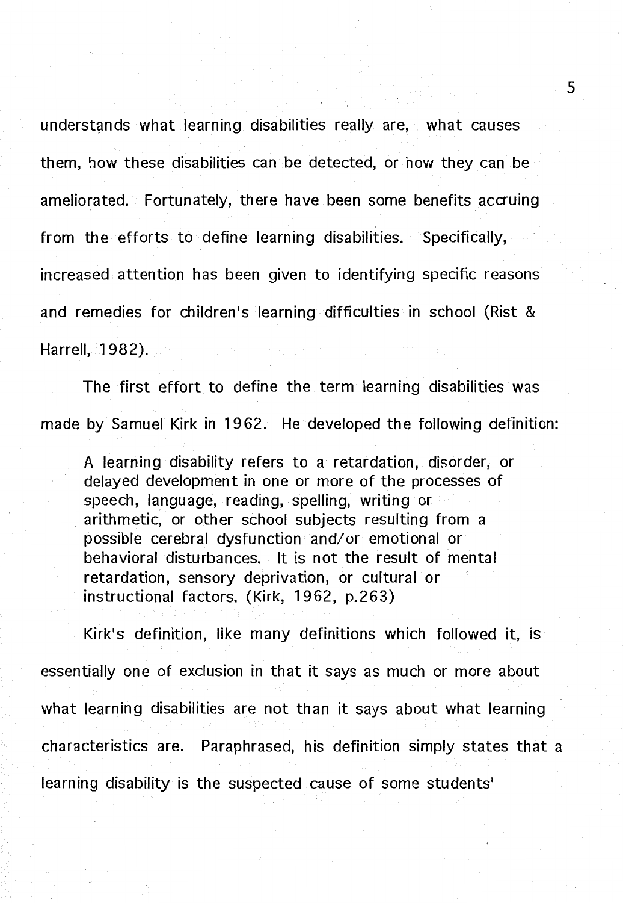understands what learning disabilities really are, what causes them, how these disabilities can be detected, or how they can be ameliorated. Fortunately, there have been some benefits accruing from the efforts to define learning disabilities. Specifically, increased attention has been given to identifying specific reasons and remedies for children's learning difficulties in school (Rist & Harrell, 1982).

The first effort to define the term learning disabilities was made by Samuel Kirk in 1962. He developed the following definition:

> A learning disability refers to a retardation, disorder, or delayed development in one or more of the processes of speech, language, reading, spelling, writing or arithmetic, or other school subjects resulting from a possible cerebral dysfunction and/or emotional or behavioral disturbances. It is not the result of mental retardation, sensory deprivation, or cultural or instructional factors. (Kirk, 1962, p.263)

Kirk's definition, like many definitions which followed it, is essentially one of exclusion in that it says as much or more about what learning disabilities are not than it says about what learning characteristics are. Paraphrased, his definition simply states that a learning disability is the suspected cause of some students'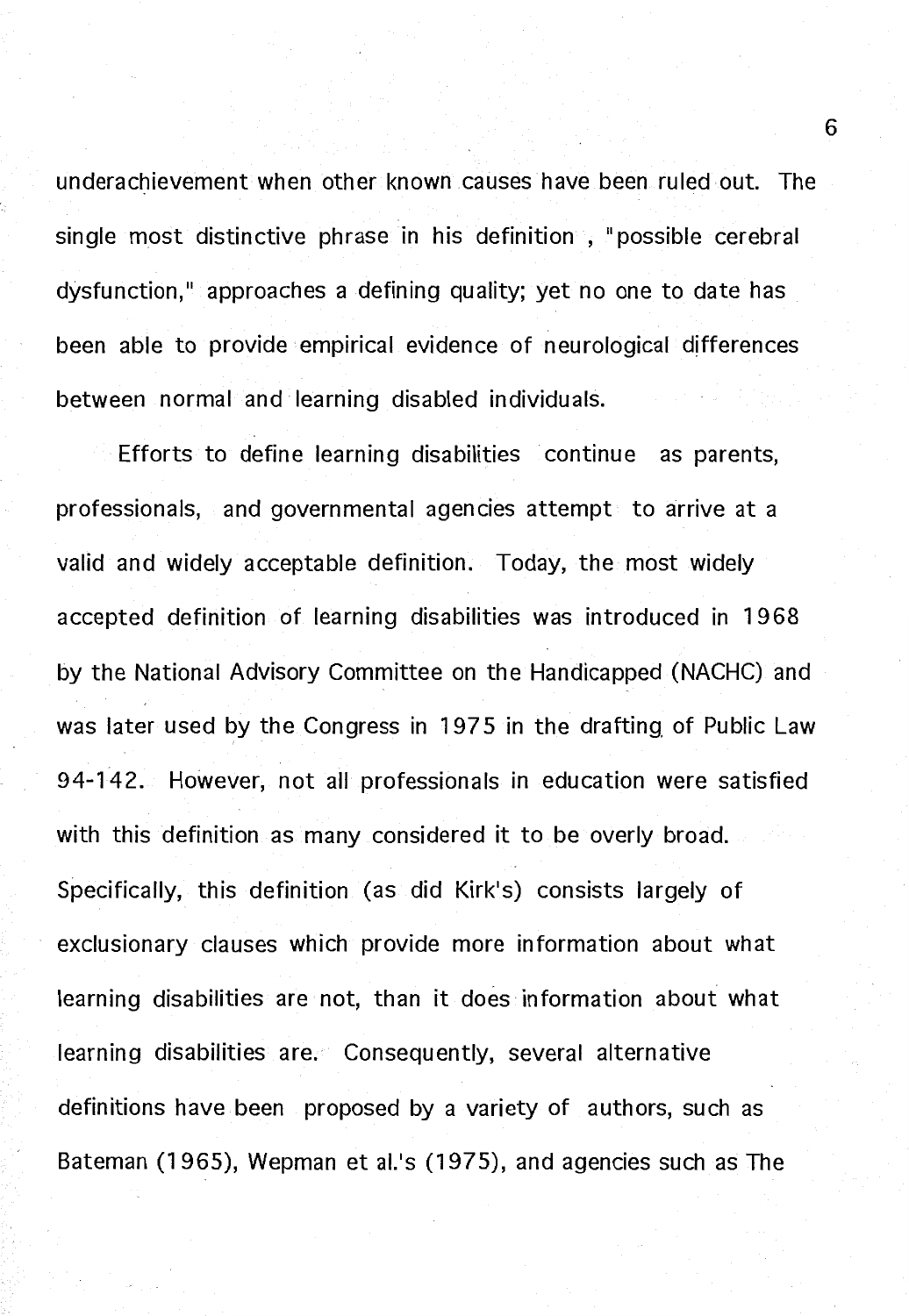underachievement when other known causes have been ruled out. The single most distinctive phrase in his definition , "possible cerebral dysfunction," approaches a defining quality; yet no one to date has been able to provide empirical evidence of neurological differences between normal and learning disabled individuals.

Efforts to define learning disabilities continue as parents, professionals, and governmental agencies attempt to arrive at a valid and widely acceptable definition. Today, the most widely accepted definition of learning disabilities was introduced in 1968 by the National Advisory Committee on the Handicapped (NACHC) and was later used by the Congress in 1975 in the drafting of Public Law 94-142. However, not all professionals in education were satisfied with this definition as many considered it to be overly broad. Specifically, this definition (as did Kirk's) consists largely of exclusionary clauses which provide more information about what learning disabilities are not, than it does information about what learning disabilities are. Consequently, several alternative definitions have been proposed by a variety of authors, such as Bateman (1965), Wepman et al.'s (1975), and agencies such as The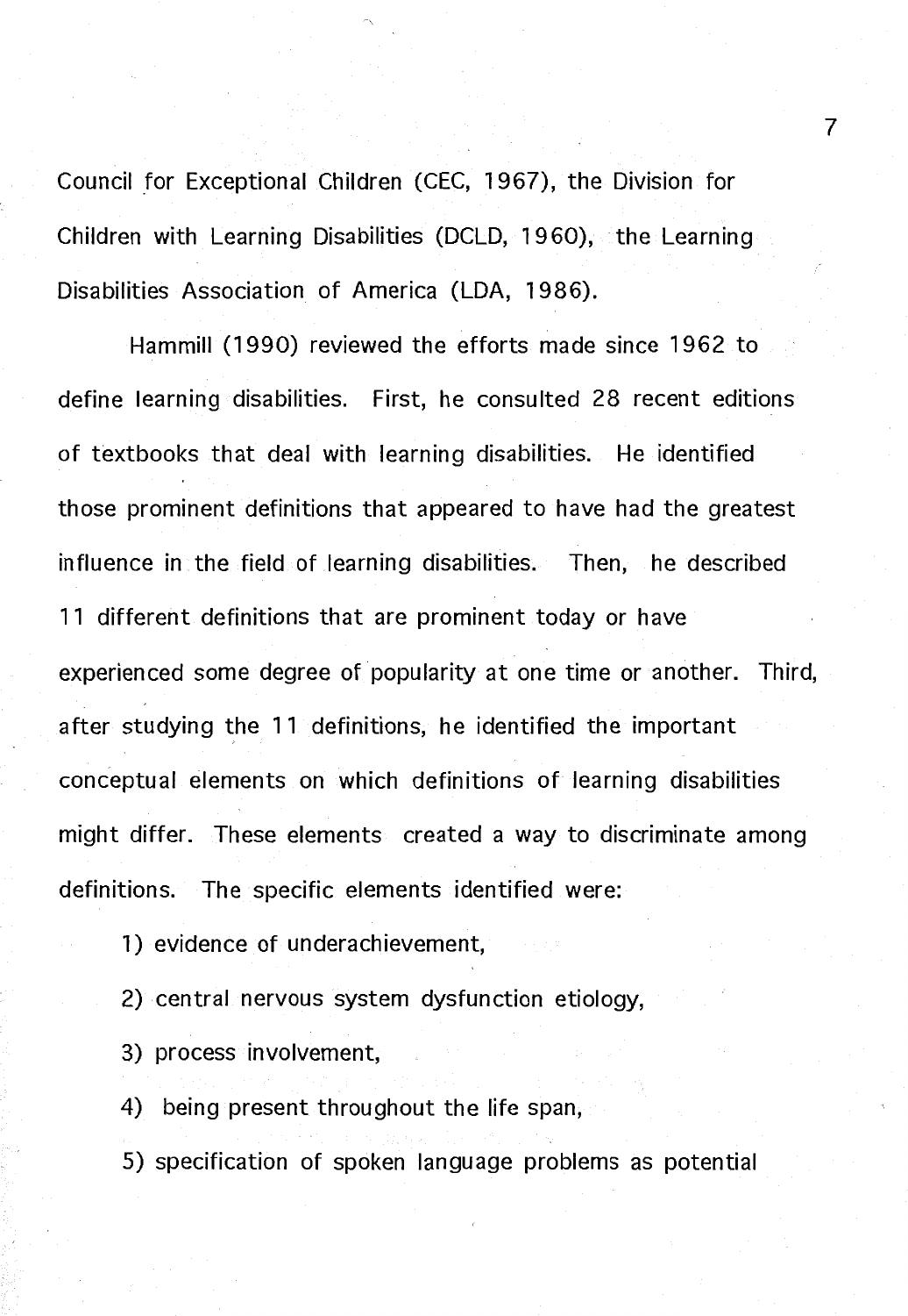Council for Exceptional Children (CEC, 1967), the Division for Children with Learning Disabilities (DCLD, 1960), the Learning Disabilities Association of America (LDA, 1986).

Hammill (1990) reviewed the efforts made since 1962 to define learning disabilities. First, he consulted 28 recent editions of textbooks that deal with learning disabilities. He identified those prominent definitions that appeared to have had the greatest influence in the field of learning disabilities. Then, he described 11 different definitions that are prominent today or have experienced some degree of popularity at one time or another. Third, after studying the 11 definitions, he identified the important conceptual elements on which definitions of learning disabilities might differ. These elements created a way to discriminate among definitions. The specific elements identified were:

1) evidence of underachievement,

2) central nervous system dysfunction etiology,

3) process involvement,

4) being present throughout the life span,

5) specification of spoken language problems as potential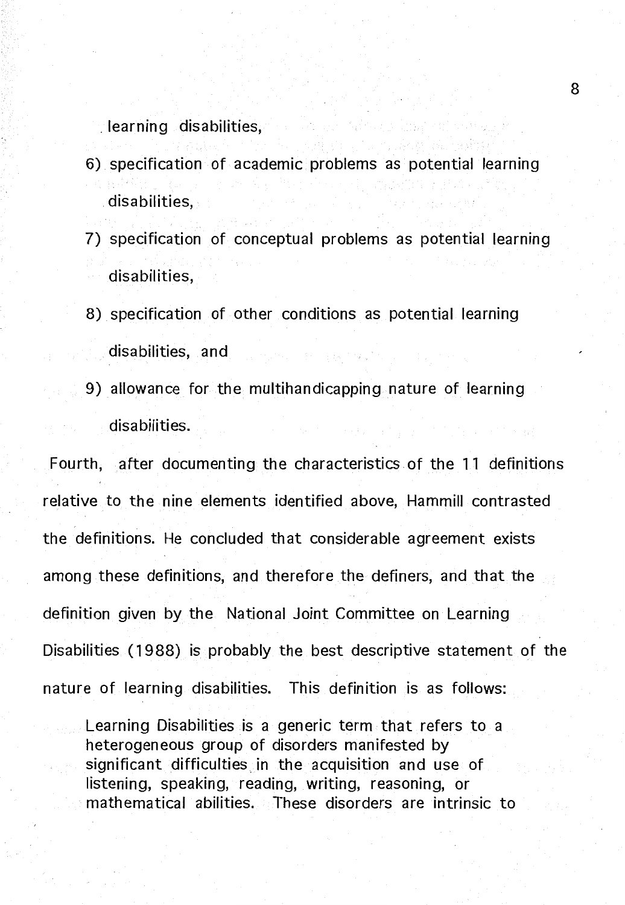learning disabilities,

6) specification of academic problems as potential learning disabilities,
7) specification of conceptual problems as potential learning disabilities,
8) specification of other conditions as potential learning disabilities, and
9) allowance for the multihandicapping nature of learning disabilities.

Fourth, after documenting the characteristics of the 11 definitions relative to the nine elements identified above, Hammill contrasted the definitions. He concluded that considerable agreement exists among these definitions, and therefore the definers, and that the definition given by the National Joint Committee on Learning Disabilities (1988) is probably the best descriptive statement of the nature of learning disabilities. This definition is as follows:

> Learning Disabilities is a generic term that refers to a heterogeneous group of disorders manifested by significant difficulties in the acquisition and use of listening, speaking, reading, writing, reasoning, or mathematical abilities. These disorders are intrinsic to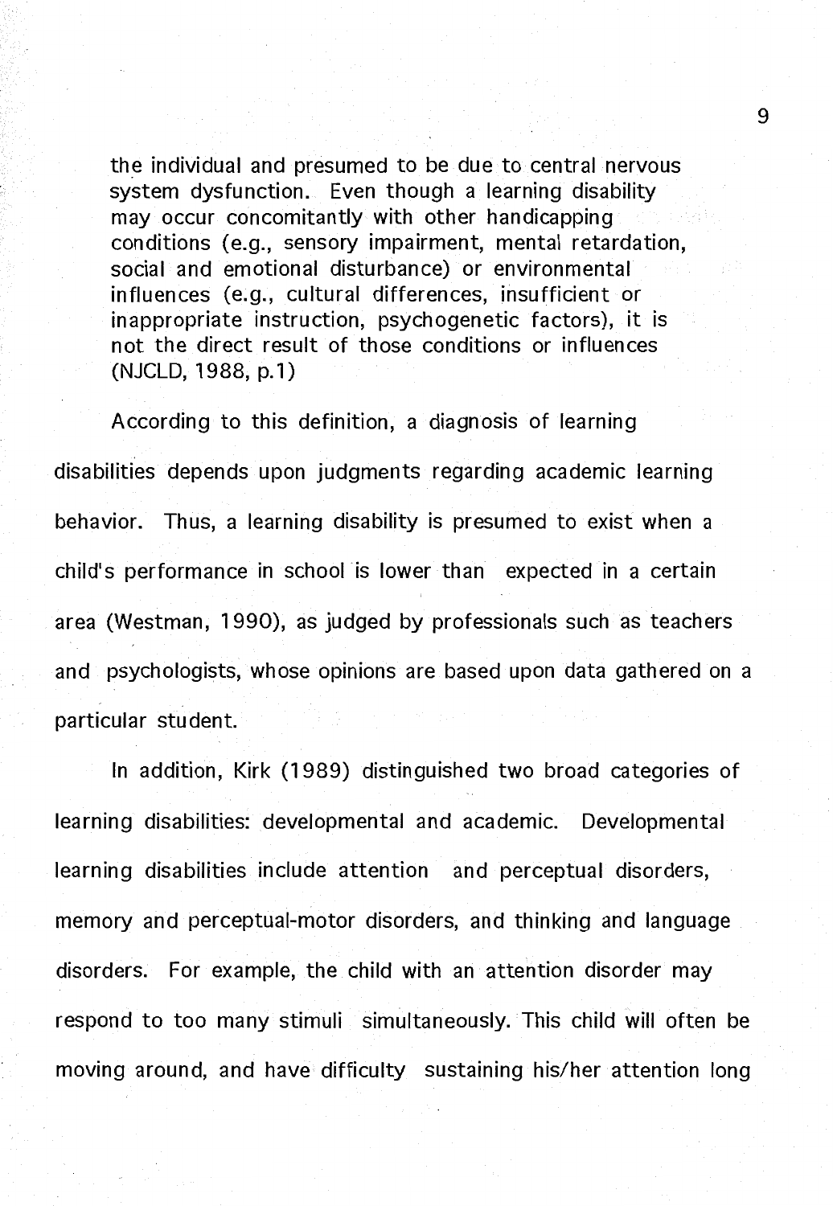> the individual and presumed to be due to central nervous system dysfunction. Even though a learning disability may occur concomitantly with other handicapping conditions (e.g., sensory impairment, mental retardation, social and emotional disturbance) or environmental influences (e.g., cultural differences, insufficient or inappropriate instruction, psychogenetic factors), it is not the direct result of those conditions or influences (NJCLD, 1988, p.1)

According to this definition, a diagnosis of learning disabilities depends upon judgments regarding academic learning behavior. Thus, a learning disability is presumed to exist when a child's performance in school is lower than expected in a certain area (Westman, 1990), as judged by professionals such as teachers and psychologists, whose opinions are based upon data gathered on a particular student.

In addition, Kirk (1989) distinguished two broad categories of learning disabilities: developmental and academic. Developmental learning disabilities include attention and perceptual disorders, memory and perceptual-motor disorders, and thinking and language disorders. For example, the child with an attention disorder may respond to too many stimuli simultaneously. This child will often be moving around, and have difficulty sustaining his/her attention long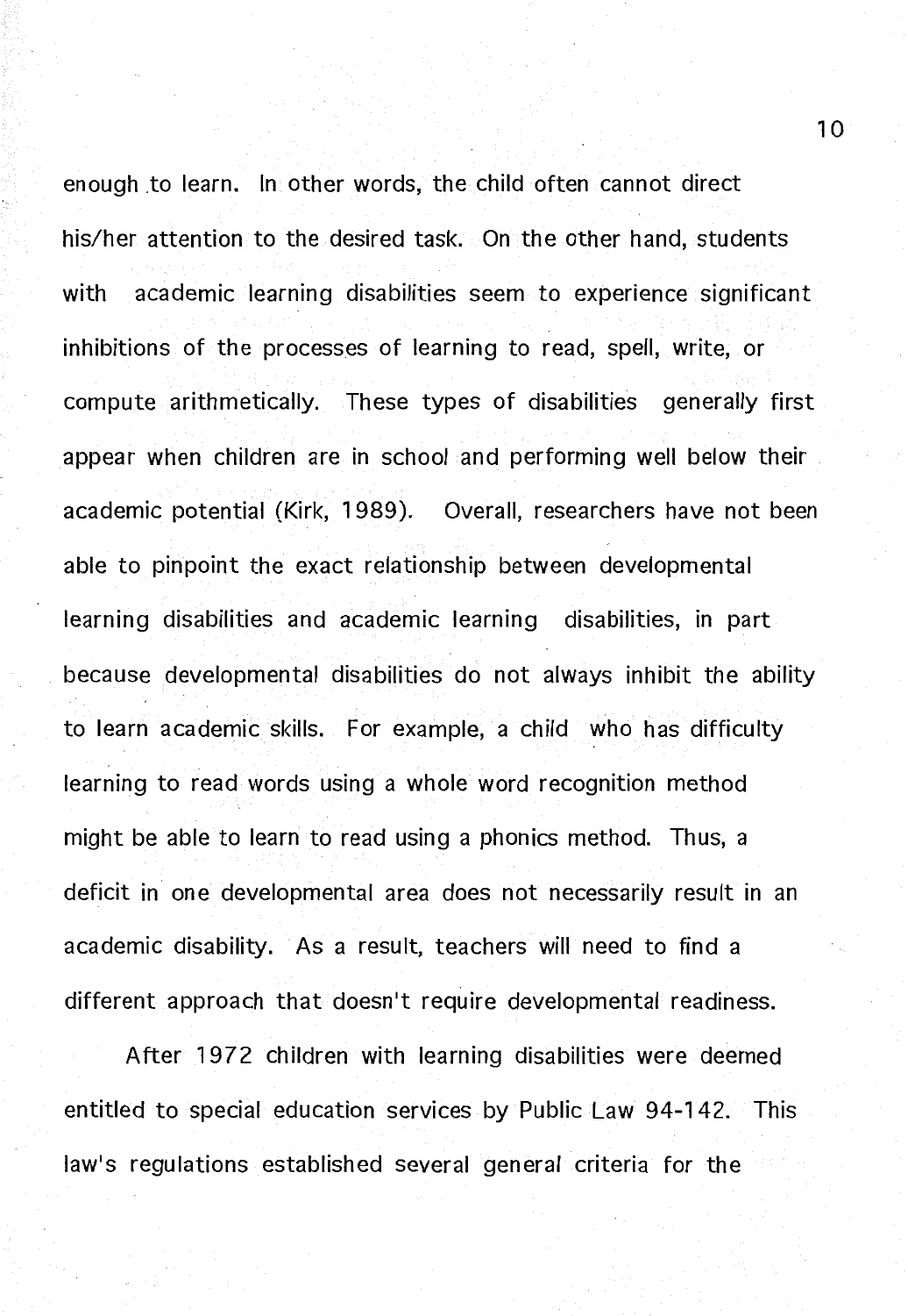enough to learn. In other words, the child often cannot direct his/her attention to the desired task. On the other hand, students with academic learning disabilities seem to experience significant inhibitions of the processes of learning to read, spell, write, or compute arithmetically. These types of disabilities generally first appear when children are in school and performing well below their academic potential (Kirk, 1989). Overall, researchers have not been able to pinpoint the exact relationship between developmental learning disabilities and academic learning disabilities, in part because developmental disabilities do not always inhibit the ability to learn academic skills. For example, a child who has difficulty learning to read words using a whole word recognition method might be able to learn to read using a phonics method. Thus, a deficit in one developmental area does not necessarily result in an academic disability. As a result, teachers will need to find a different approach that doesn't require developmental readiness.

After 1972 children with learning disabilities were deemed entitled to special education services by Public Law 94-142. This law's regulations established several general criteria for the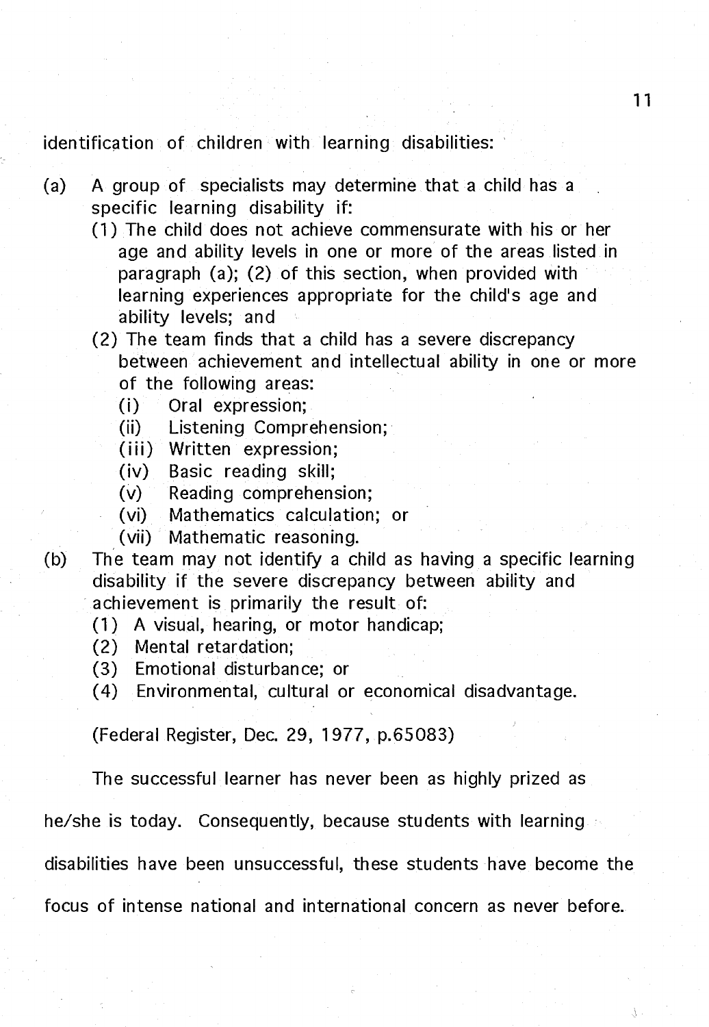identification of children with learning disabilities:

(a) A group of specialists may determine that a child has a specific learning disability if:
   (1) The child does not achieve commensurate with his or her age and ability levels in one or more of the areas listed in paragraph (a); (2) of this section, when provided with learning experiences appropriate for the child's age and ability levels; and
   (2) The team finds that a child has a severe discrepancy between achievement and intellectual ability in one or more of the following areas:
      (i) Oral expression;
      (ii) Listening Comprehension;
      (iii) Written expression;
      (iv) Basic reading skill;
      (v) Reading comprehension;
      (vi) Mathematics calculation; or
      (vii) Mathematic reasoning.

(b) The team may not identify a child as having a specific learning disability if the severe discrepancy between ability and achievement is primarily the result of:
   (1) A visual, hearing, or motor handicap;
   (2) Mental retardation;
   (3) Emotional disturbance; or
   (4) Environmental, cultural or economical disadvantage.

(Federal Register, Dec. 29, 1977, p.65083)

The successful learner has never been as highly prized as he/she is today. Consequently, because students with learning disabilities have been unsuccessful, these students have become the focus of intense national and international concern as never before.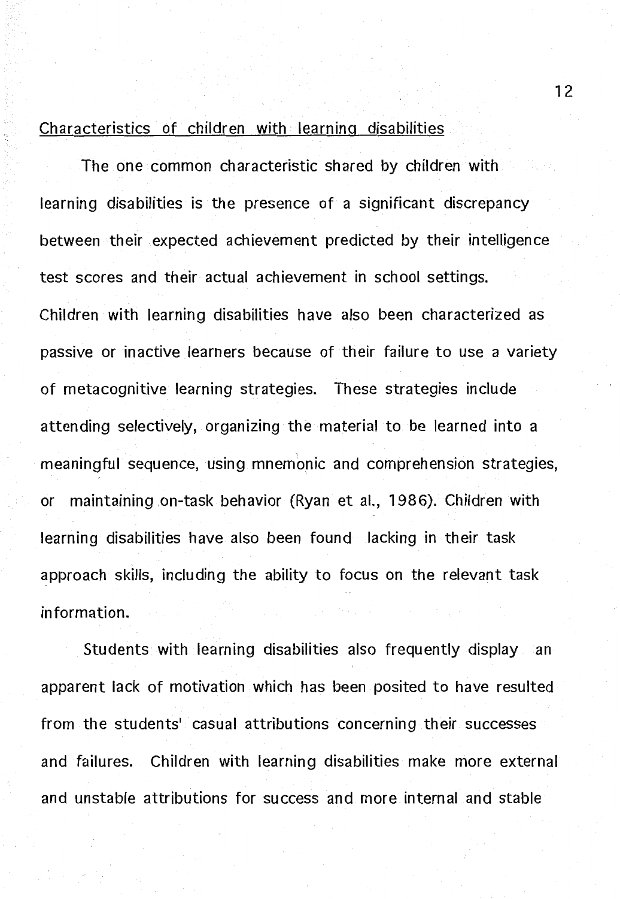Characteristics of children with learning disabilities

The one common characteristic shared by children with learning disabilities is the presence of a significant discrepancy between their expected achievement predicted by their intelligence test scores and their actual achievement in school settings. Children with learning disabilities have also been characterized as passive or inactive learners because of their failure to use a variety of metacognitive learning strategies. These strategies include attending selectively, organizing the material to be learned into a meaningful sequence, using mnemonic and comprehension strategies, or maintaining on-task behavior (Ryan et al., 1986). Children with learning disabilities have also been found lacking in their task approach skills, including the ability to focus on the relevant task information.

Students with learning disabilities also frequently display an apparent lack of motivation which has been posited to have resulted from the students' casual attributions concerning their successes and failures. Children with learning disabilities make more external and unstable attributions for success and more internal and stable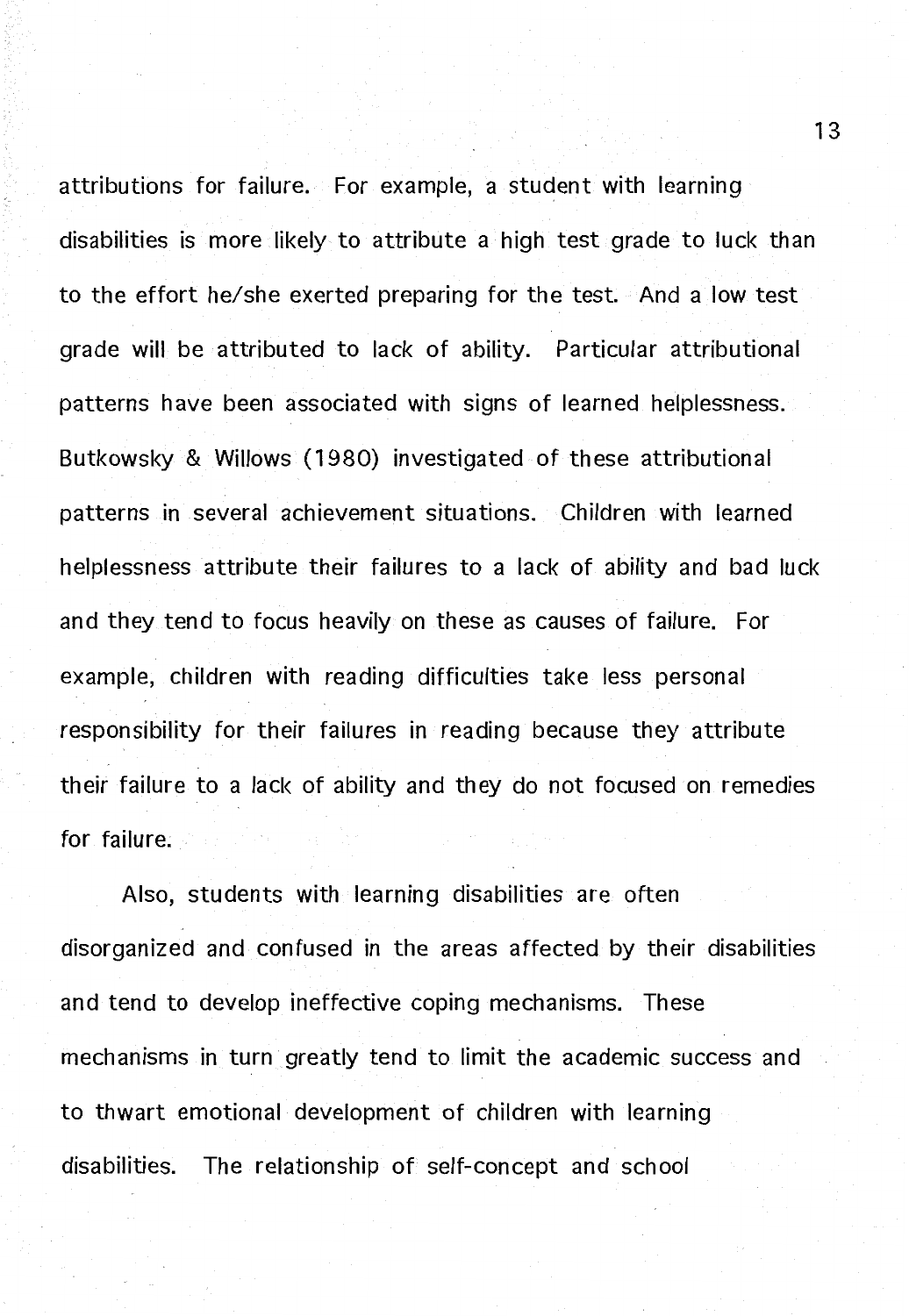attributions for failure. For example, a student with learning disabilities is more likely to attribute a high test grade to luck than to the effort he/she exerted preparing for the test. And a low test grade will be attributed to lack of ability. Particular attributional patterns have been associated with signs of learned helplessness. Butkowsky & Willows (1980) investigated of these attributional patterns in several achievement situations. Children with learned helplessness attribute their failures to a lack of ability and bad luck and they tend to focus heavily on these as causes of failure. For example, children with reading difficulties take less personal responsibility for their failures in reading because they attribute their failure to a lack of ability and they do not focused on remedies for failure.

Also, students with learning disabilities are often disorganized and confused in the areas affected by their disabilities and tend to develop ineffective coping mechanisms. These mechanisms in turn greatly tend to limit the academic success and to thwart emotional development of children with learning disabilities. The relationship of self-concept and school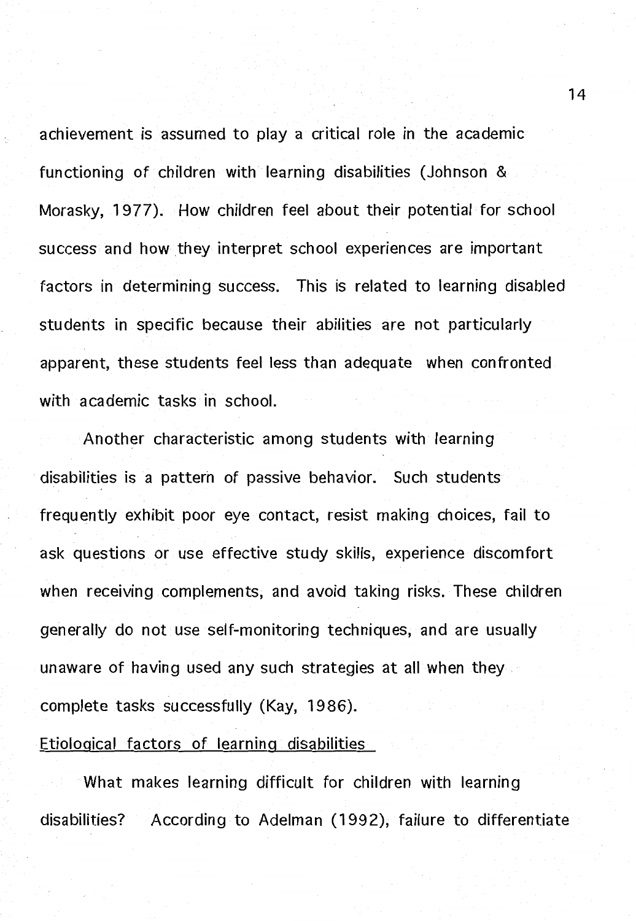achievement is assumed to play a critical role in the academic functioning of children with learning disabilities (Johnson & Morasky, 1977). How children feel about their potential for school success and how they interpret school experiences are important factors in determining success. This is related to learning disabled students in specific because their abilities are not particularly apparent, these students feel less than adequate when confronted with academic tasks in school.

Another characteristic among students with learning disabilities is a pattern of passive behavior. Such students frequently exhibit poor eye contact, resist making choices, fail to ask questions or use effective study skills, experience discomfort when receiving complements, and avoid taking risks. These children generally do not use self-monitoring techniques, and are usually unaware of having used any such strategies at all when they complete tasks successfully (Kay, 1986).

Etiological factors of learning disabilities

What makes learning difficult for children with learning disabilities? According to Adelman (1992), failure to differentiate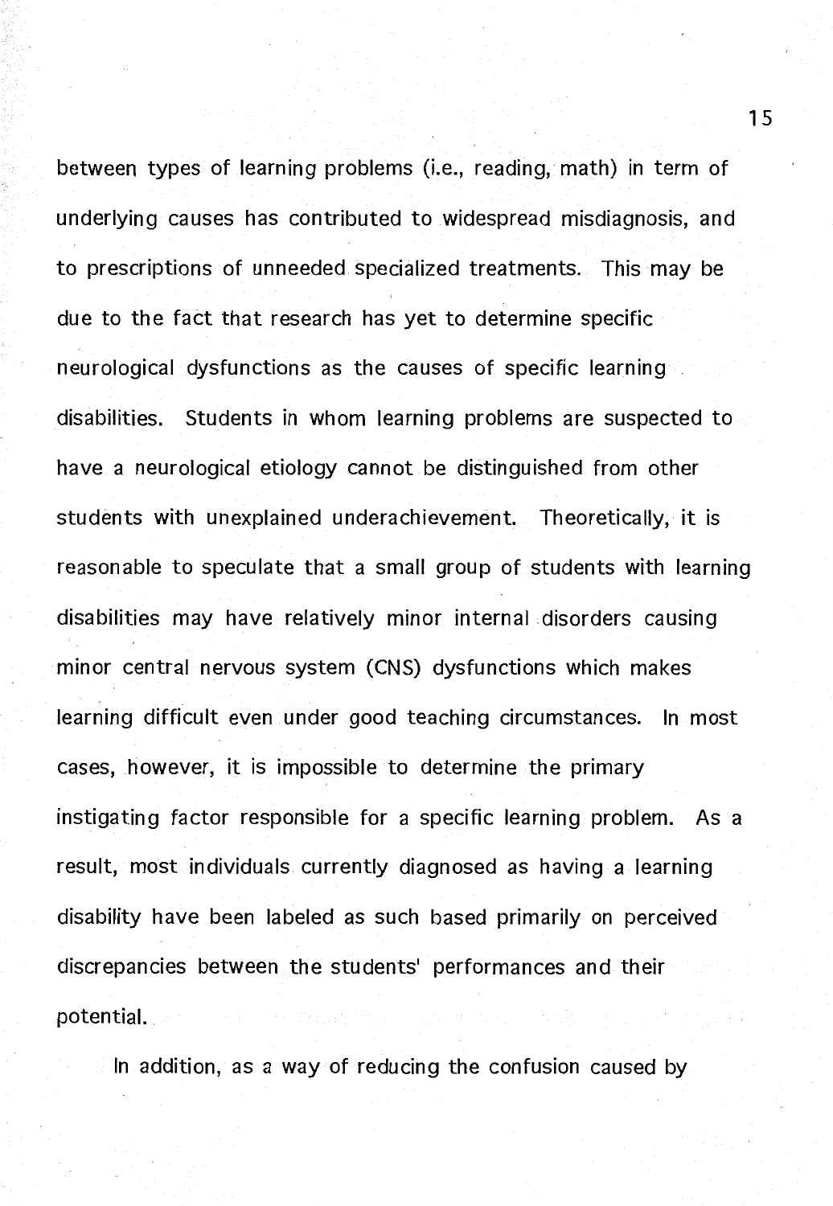between types of learning problems (i.e., reading, math) in term of underlying causes has contributed to widespread misdiagnosis, and to prescriptions of unneeded specialized treatments. This may be due to the fact that research has yet to determine specific neurological dysfunctions as the causes of specific learning disabilities. Students in whom learning problems are suspected to have a neurological etiology cannot be distinguished from other students with unexplained underachievement. Theoretically, it is reasonable to speculate that a small group of students with learning disabilities may have relatively minor internal disorders causing minor central nervous system (CNS) dysfunctions which makes learning difficult even under good teaching circumstances. In most cases, however, it is impossible to determine the primary instigating factor responsible for a specific learning problem. As a result, most individuals currently diagnosed as having a learning disability have been labeled as such based primarily on perceived discrepancies between the students' performances and their potential.

In addition, as a way of reducing the confusion caused by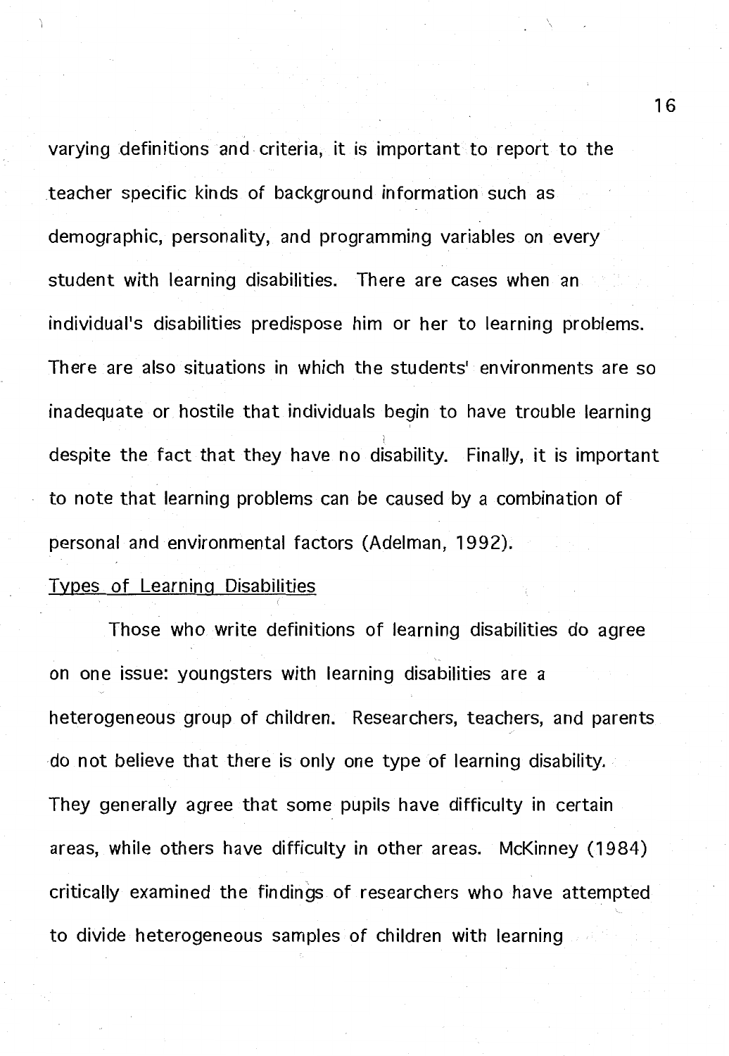varying definitions and criteria, it is important to report to the teacher specific kinds of background information such as demographic, personality, and programming variables on every student with learning disabilities. There are cases when an individual's disabilities predispose him or her to learning problems. There are also situations in which the students' environments are so inadequate or hostile that individuals begin to have trouble learning despite the fact that they have no disability. Finally, it is important to note that learning problems can be caused by a combination of personal and environmental factors (Adelman, 1992).

## Types of Learning Disabilities

Those who write definitions of learning disabilities do agree on one issue: youngsters with learning disabilities are a heterogeneous group of children. Researchers, teachers, and parents do not believe that there is only one type of learning disability. They generally agree that some pupils have difficulty in certain areas, while others have difficulty in other areas. McKinney (1984) critically examined the findings of researchers who have attempted to divide heterogeneous samples of children with learning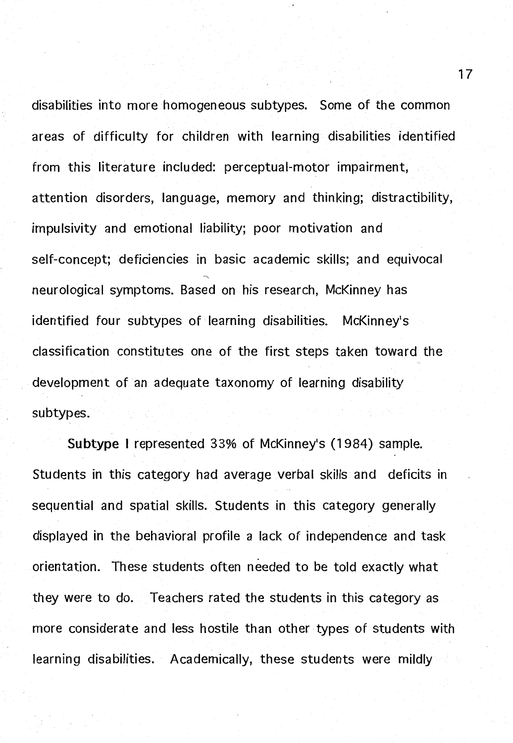disabilities into more homogeneous subtypes. Some of the common areas of difficulty for children with learning disabilities identified from this literature included: perceptual-motor impairment, attention disorders, language, memory and thinking; distractibility, impulsivity and emotional liability; poor motivation and self-concept; deficiencies in basic academic skills; and equivocal neurological symptoms. Based on his research, McKinney has identified four subtypes of learning disabilities. McKinney's classification constitutes one of the first steps taken toward the development of an adequate taxonomy of learning disability subtypes.

**Subtype I** represented 33% of McKinney's (1984) sample. Students in this category had average verbal skills and deficits in sequential and spatial skills. Students in this category generally displayed in the behavioral profile a lack of independence and task orientation. These students often needed to be told exactly what they were to do. Teachers rated the students in this category as more considerate and less hostile than other types of students with learning disabilities. Academically, these students were mildly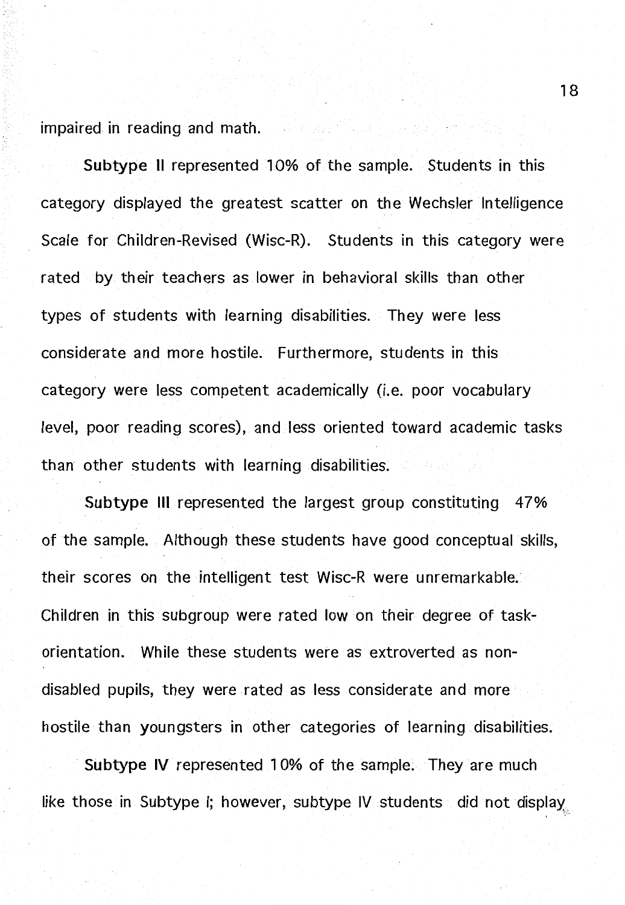impaired in reading and math.

**Subtype II** represented 10% of the sample. Students in this category displayed the greatest scatter on the Wechsler Intelligence Scale for Children-Revised (Wisc-R). Students in this category were rated by their teachers as lower in behavioral skills than other types of students with learning disabilities. They were less considerate and more hostile. Furthermore, students in this category were less competent academically (i.e. poor vocabulary level, poor reading scores), and less oriented toward academic tasks than other students with learning disabilities.

**Subtype III** represented the largest group constituting 47% of the sample. Although these students have good conceptual skills, their scores on the intelligent test Wisc-R were unremarkable. Children in this subgroup were rated low on their degree of task-orientation. While these students were as extroverted as non-disabled pupils, they were rated as less considerate and more hostile than youngsters in other categories of learning disabilities.

**Subtype IV** represented 10% of the sample. They are much like those in Subtype I; however, subtype IV students did not display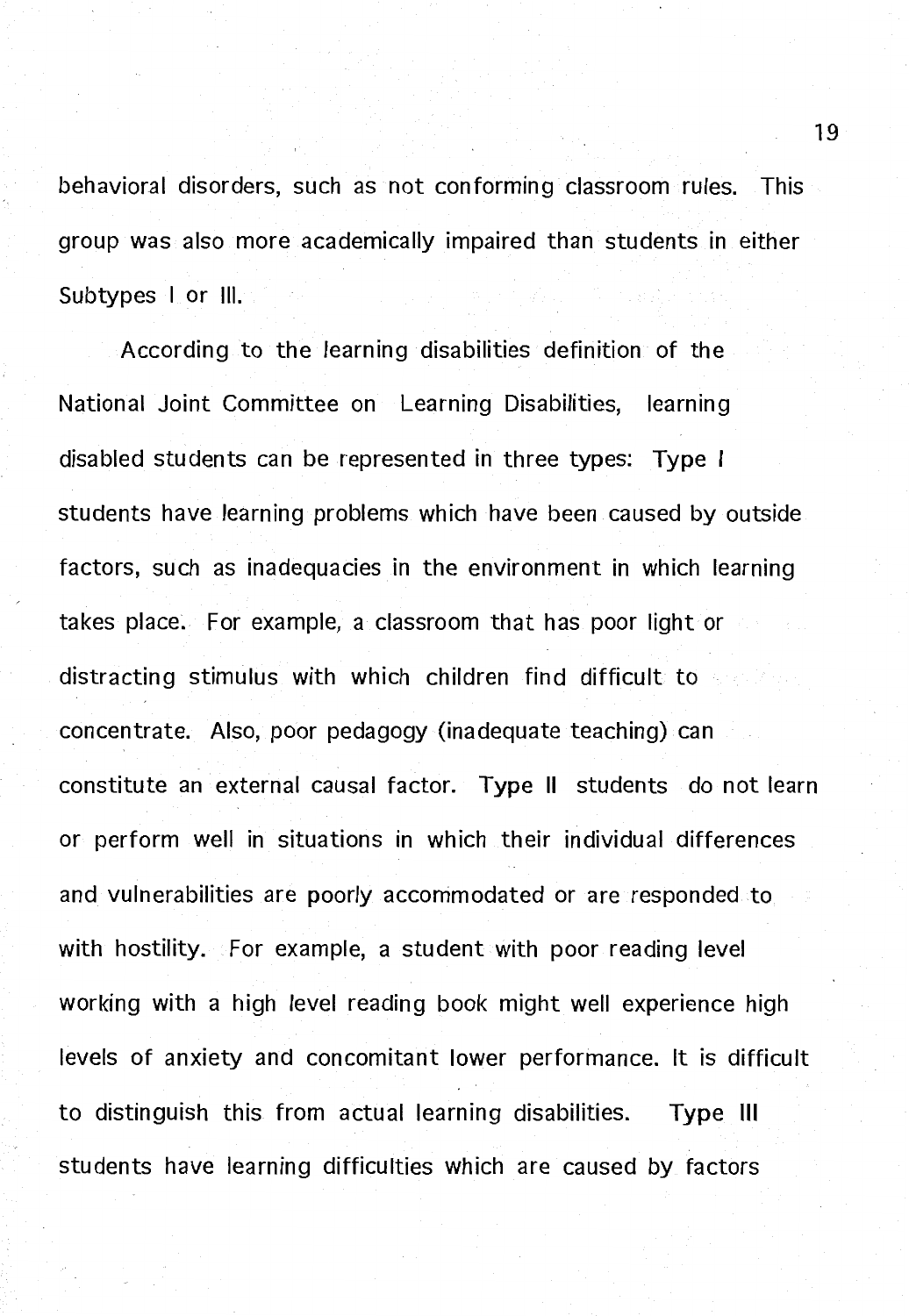behavioral disorders, such as not conforming classroom rules. This group was also more academically impaired than students in either Subtypes I or III.

According to the learning disabilities definition of the National Joint Committee on Learning Disabilities, learning disabled students can be represented in three types: Type I students have learning problems which have been caused by outside factors, such as inadequacies in the environment in which learning takes place. For example, a classroom that has poor light or distracting stimulus with which children find difficult to concentrate. Also, poor pedagogy (inadequate teaching) can constitute an external causal factor. Type II students do not learn or perform well in situations in which their individual differences and vulnerabilities are poorly accommodated or are responded to with hostility. For example, a student with poor reading level working with a high level reading book might well experience high levels of anxiety and concomitant lower performance. It is difficult to distinguish this from actual learning disabilities. Type III students have learning difficulties which are caused by factors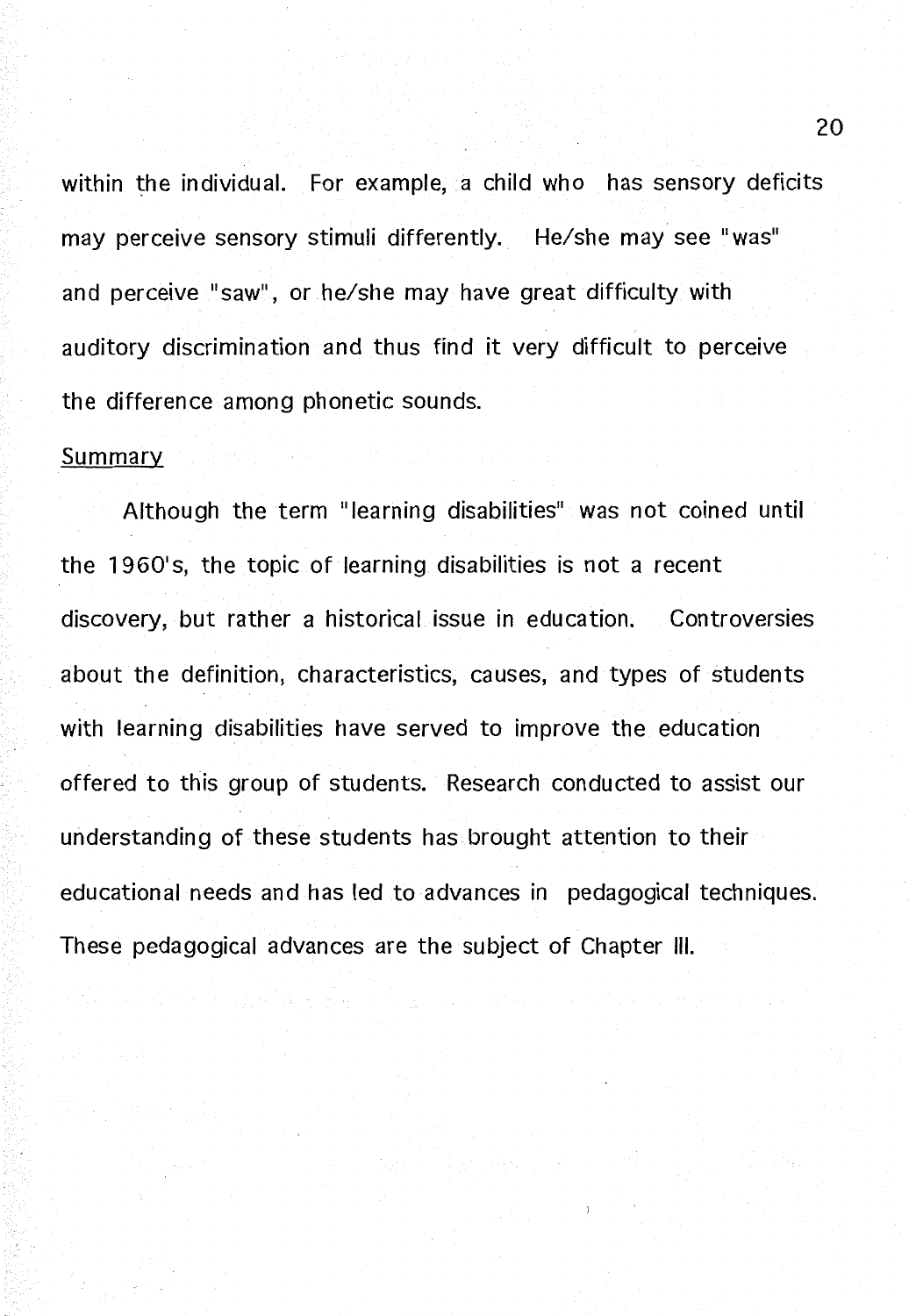within the individual. For example, a child who has sensory deficits may perceive sensory stimuli differently. He/she may see "was" and perceive "saw", or he/she may have great difficulty with auditory discrimination and thus find it very difficult to perceive the difference among phonetic sounds.

## Summary

Although the term "learning disabilities" was not coined until the 1960's, the topic of learning disabilities is not a recent discovery, but rather a historical issue in education. Controversies about the definition, characteristics, causes, and types of students with learning disabilities have served to improve the education offered to this group of students. Research conducted to assist our understanding of these students has brought attention to their educational needs and has led to advances in pedagogical techniques. These pedagogical advances are the subject of Chapter III.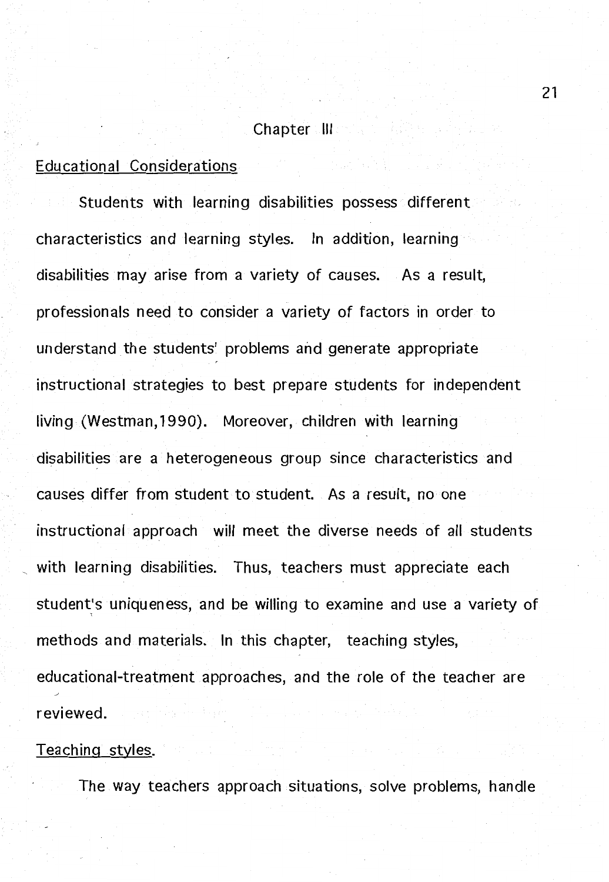# Chapter III

## Educational Considerations

Students with learning disabilities possess different characteristics and learning styles. In addition, learning disabilities may arise from a variety of causes. As a result, professionals need to consider a variety of factors in order to understand the students' problems and generate appropriate instructional strategies to best prepare students for independent living (Westman,1990). Moreover, children with learning disabilities are a heterogeneous group since characteristics and causes differ from student to student. As a result, no one instructional approach will meet the diverse needs of all students with learning disabilities. Thus, teachers must appreciate each student's uniqueness, and be willing to examine and use a variety of methods and materials. In this chapter, teaching styles, educational-treatment approaches, and the role of the teacher are reviewed.

### Teaching styles.

The way teachers approach situations, solve problems, handle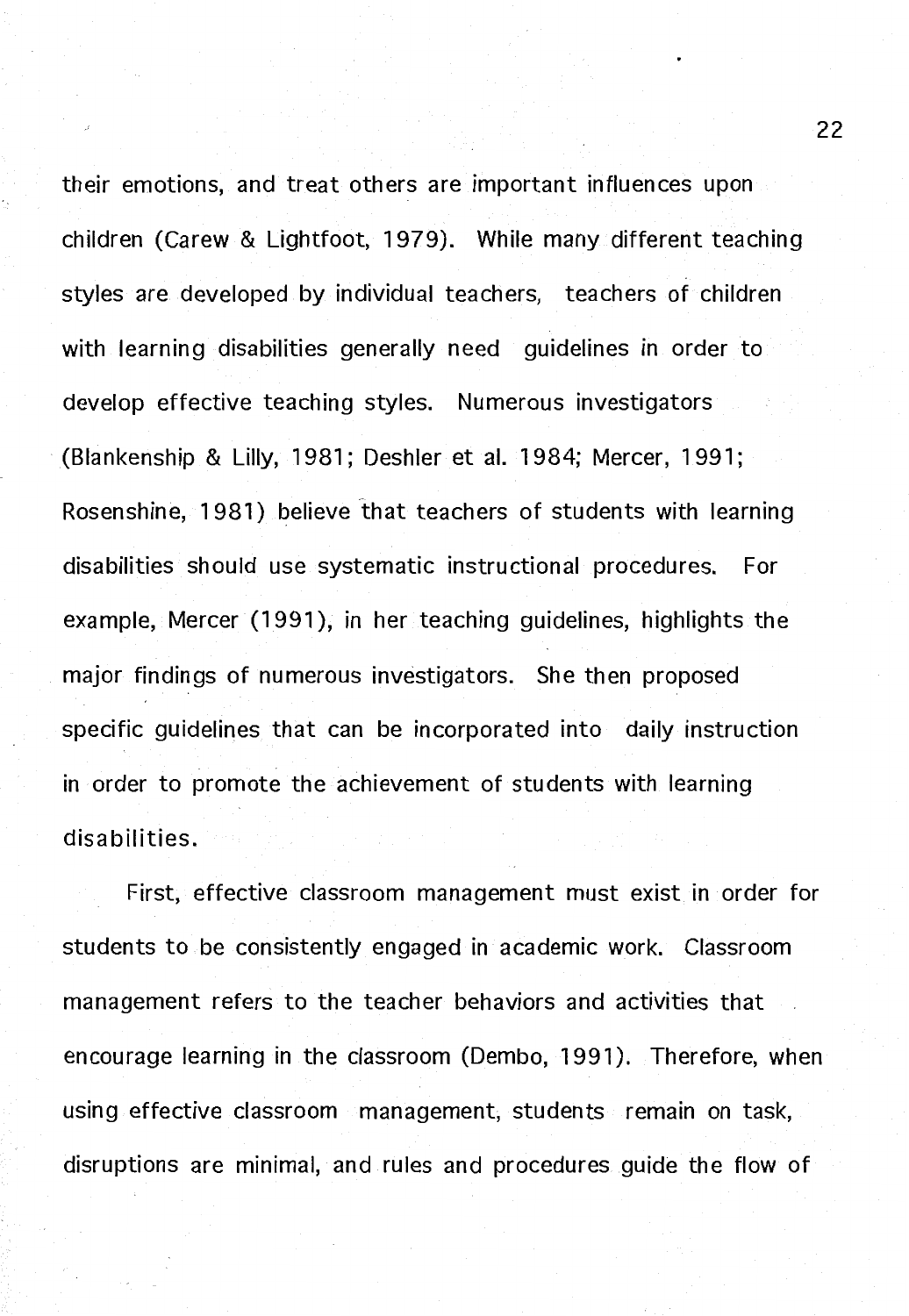their emotions, and treat others are important influences upon children (Carew & Lightfoot, 1979). While many different teaching styles are developed by individual teachers, teachers of children with learning disabilities generally need guidelines in order to develop effective teaching styles. Numerous investigators (Blankenship & Lilly, 1981; Deshler et al. 1984; Mercer, 1991; Rosenshine, 1981) believe that teachers of students with learning disabilities should use systematic instructional procedures. For example, Mercer (1991), in her teaching guidelines, highlights the major findings of numerous investigators. She then proposed specific guidelines that can be incorporated into daily instruction in order to promote the achievement of students with learning disabilities.

First, effective classroom management must exist in order for students to be consistently engaged in academic work. Classroom management refers to the teacher behaviors and activities that encourage learning in the classroom (Dembo, 1991). Therefore, when using effective classroom management, students remain on task, disruptions are minimal, and rules and procedures guide the flow of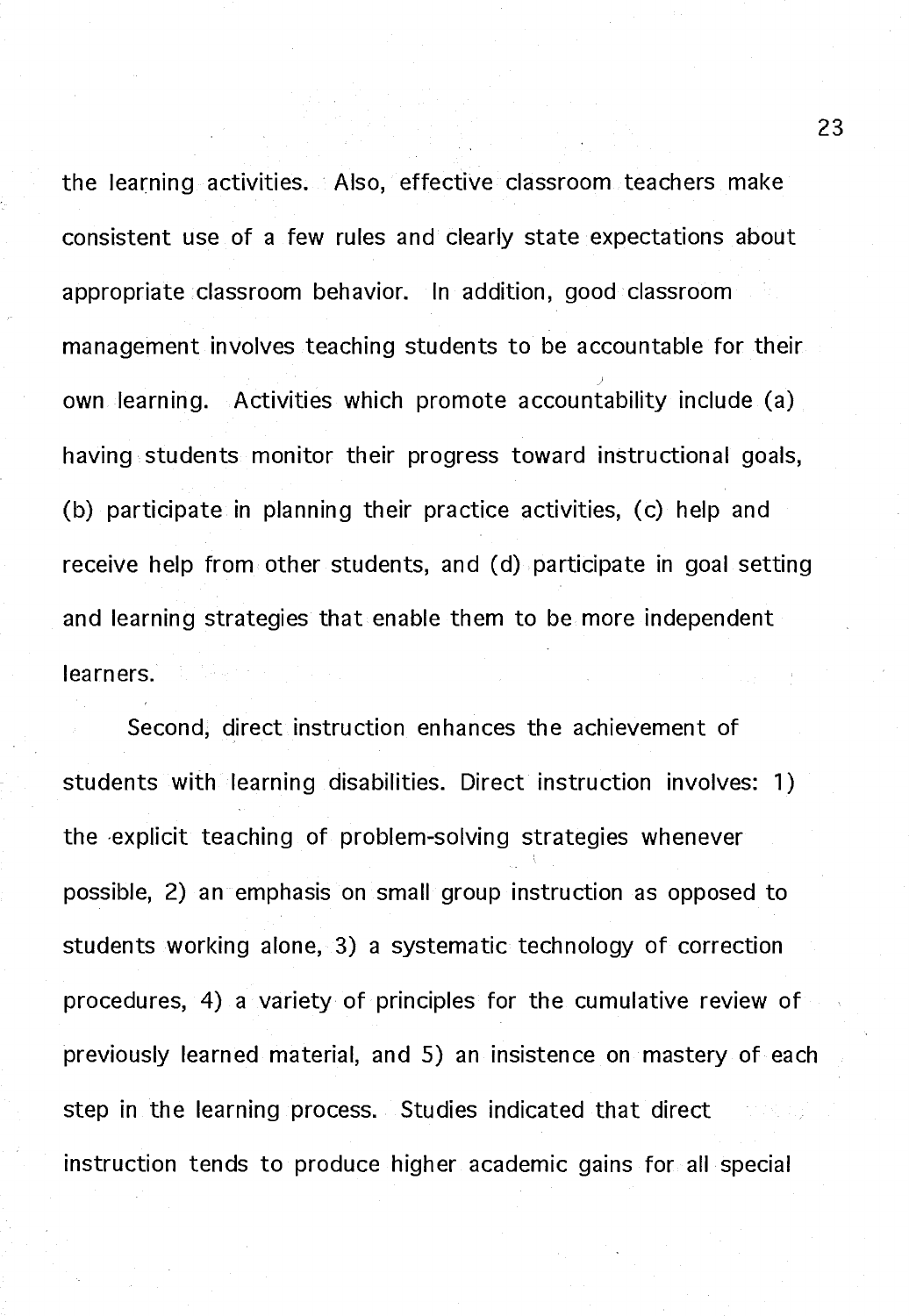the learning activities. Also, effective classroom teachers make consistent use of a few rules and clearly state expectations about appropriate classroom behavior. In addition, good classroom management involves teaching students to be accountable for their own learning. Activities which promote accountability include (a) having students monitor their progress toward instructional goals, (b) participate in planning their practice activities, (c) help and receive help from other students, and (d) participate in goal setting and learning strategies that enable them to be more independent learners.

Second, direct instruction enhances the achievement of students with learning disabilities. Direct instruction involves: 1) the explicit teaching of problem-solving strategies whenever possible, 2) an emphasis on small group instruction as opposed to students working alone, 3) a systematic technology of correction procedures, 4) a variety of principles for the cumulative review of previously learned material, and 5) an insistence on mastery of each step in the learning process. Studies indicated that direct instruction tends to produce higher academic gains for all special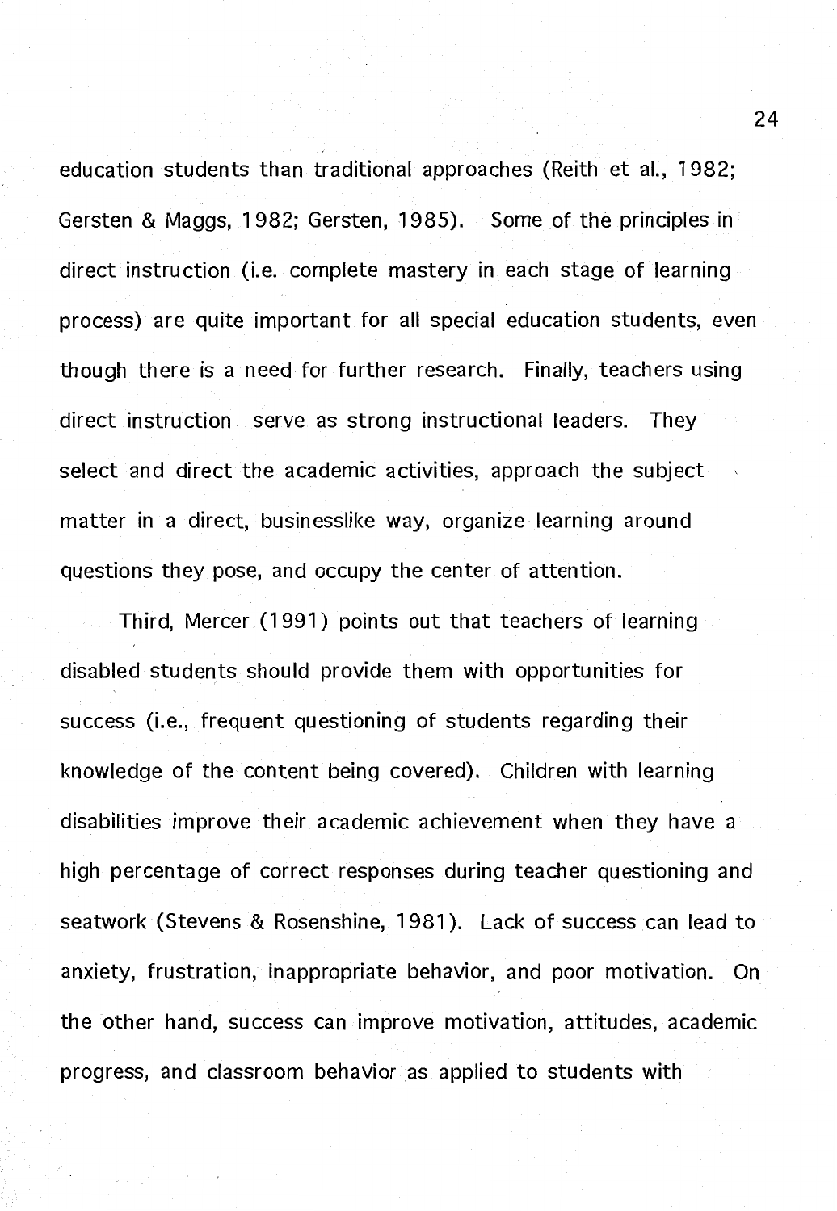education students than traditional approaches (Reith et al., 1982; Gersten & Maggs, 1982; Gersten, 1985). Some of the principles in direct instruction (i.e. complete mastery in each stage of learning process) are quite important for all special education students, even though there is a need for further research. Finally, teachers using direct instruction serve as strong instructional leaders. They select and direct the academic activities, approach the subject matter in a direct, businesslike way, organize learning around questions they pose, and occupy the center of attention.

Third, Mercer (1991) points out that teachers of learning disabled students should provide them with opportunities for success (i.e., frequent questioning of students regarding their knowledge of the content being covered). Children with learning disabilities improve their academic achievement when they have a high percentage of correct responses during teacher questioning and seatwork (Stevens & Rosenshine, 1981). Lack of success can lead to anxiety, frustration, inappropriate behavior, and poor motivation. On the other hand, success can improve motivation, attitudes, academic progress, and classroom behavior as applied to students with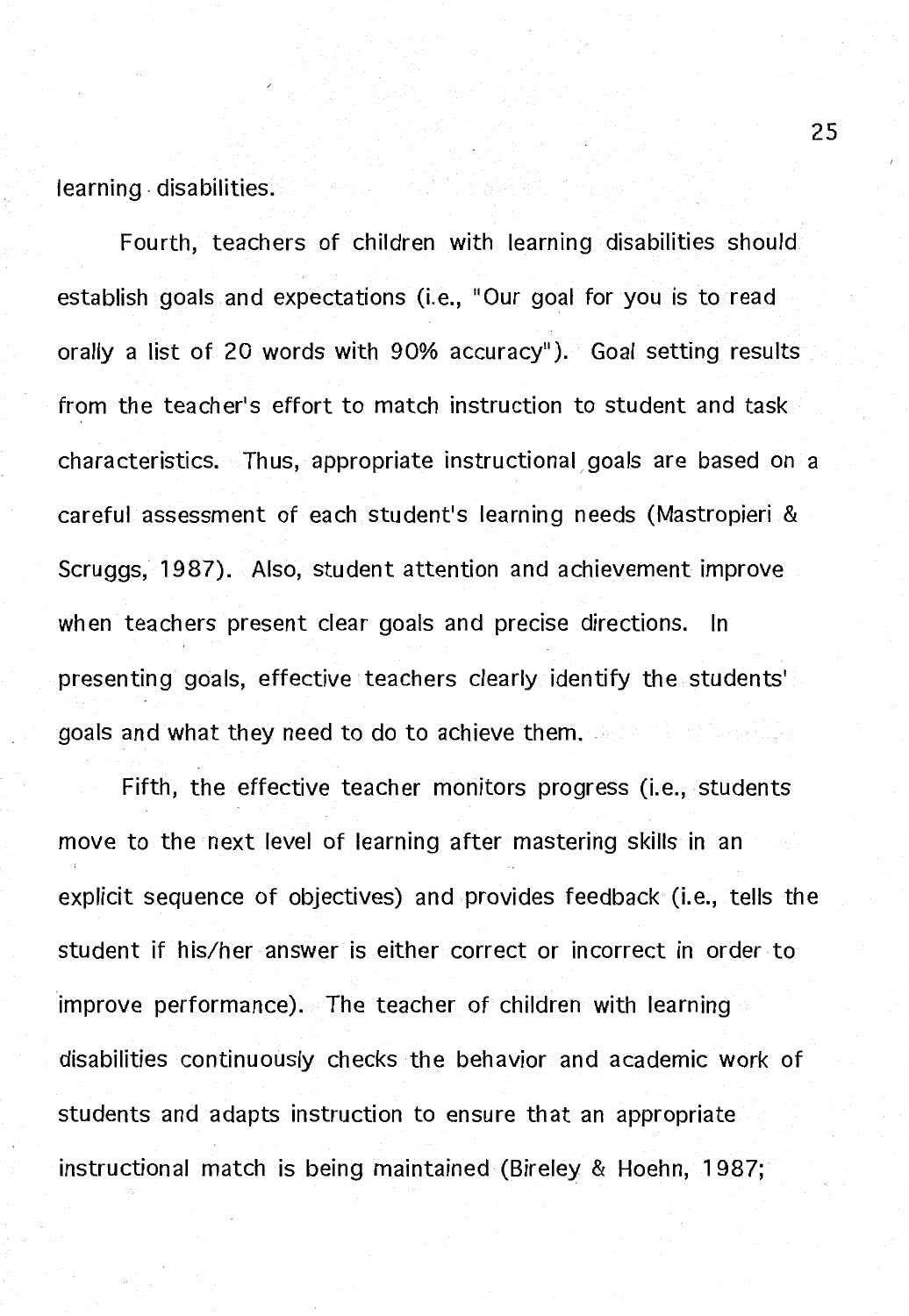learning disabilities.

Fourth, teachers of children with learning disabilities should establish goals and expectations (i.e., "Our goal for you is to read orally a list of 20 words with 90% accuracy"). Goal setting results from the teacher's effort to match instruction to student and task characteristics. Thus, appropriate instructional goals are based on a careful assessment of each student's learning needs (Mastropieri & Scruggs, 1987). Also, student attention and achievement improve when teachers present clear goals and precise directions. In presenting goals, effective teachers clearly identify the students' goals and what they need to do to achieve them.

Fifth, the effective teacher monitors progress (i.e., students move to the next level of learning after mastering skills in an explicit sequence of objectives) and provides feedback (i.e., tells the student if his/her answer is either correct or incorrect in order to improve performance). The teacher of children with learning disabilities continuously checks the behavior and academic work of students and adapts instruction to ensure that an appropriate instructional match is being maintained (Bireley & Hoehn, 1987;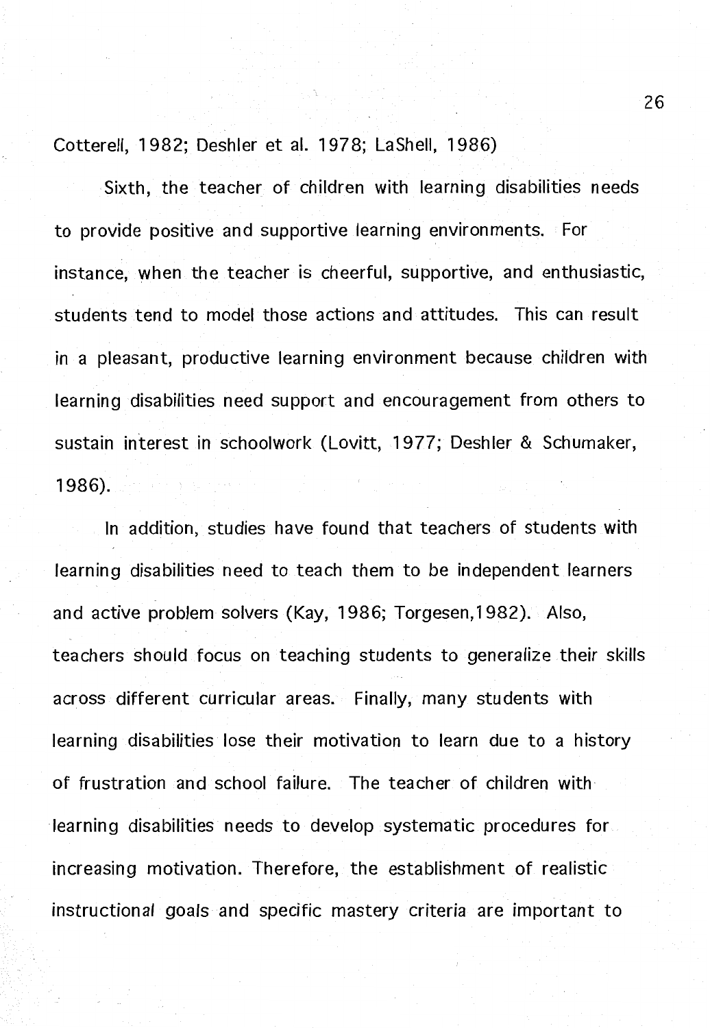Cotterell, 1982; Deshler et al. 1978; LaShell, 1986)

Sixth, the teacher of children with learning disabilities needs to provide positive and supportive learning environments. For instance, when the teacher is cheerful, supportive, and enthusiastic, students tend to model those actions and attitudes. This can result in a pleasant, productive learning environment because children with learning disabilities need support and encouragement from others to sustain interest in schoolwork (Lovitt, 1977; Deshler & Schumaker, 1986).

In addition, studies have found that teachers of students with learning disabilities need to teach them to be independent learners and active problem solvers (Kay, 1986; Torgesen,1982). Also, teachers should focus on teaching students to generalize their skills across different curricular areas. Finally, many students with learning disabilities lose their motivation to learn due to a history of frustration and school failure. The teacher of children with learning disabilities needs to develop systematic procedures for increasing motivation. Therefore, the establishment of realistic instructional goals and specific mastery criteria are important to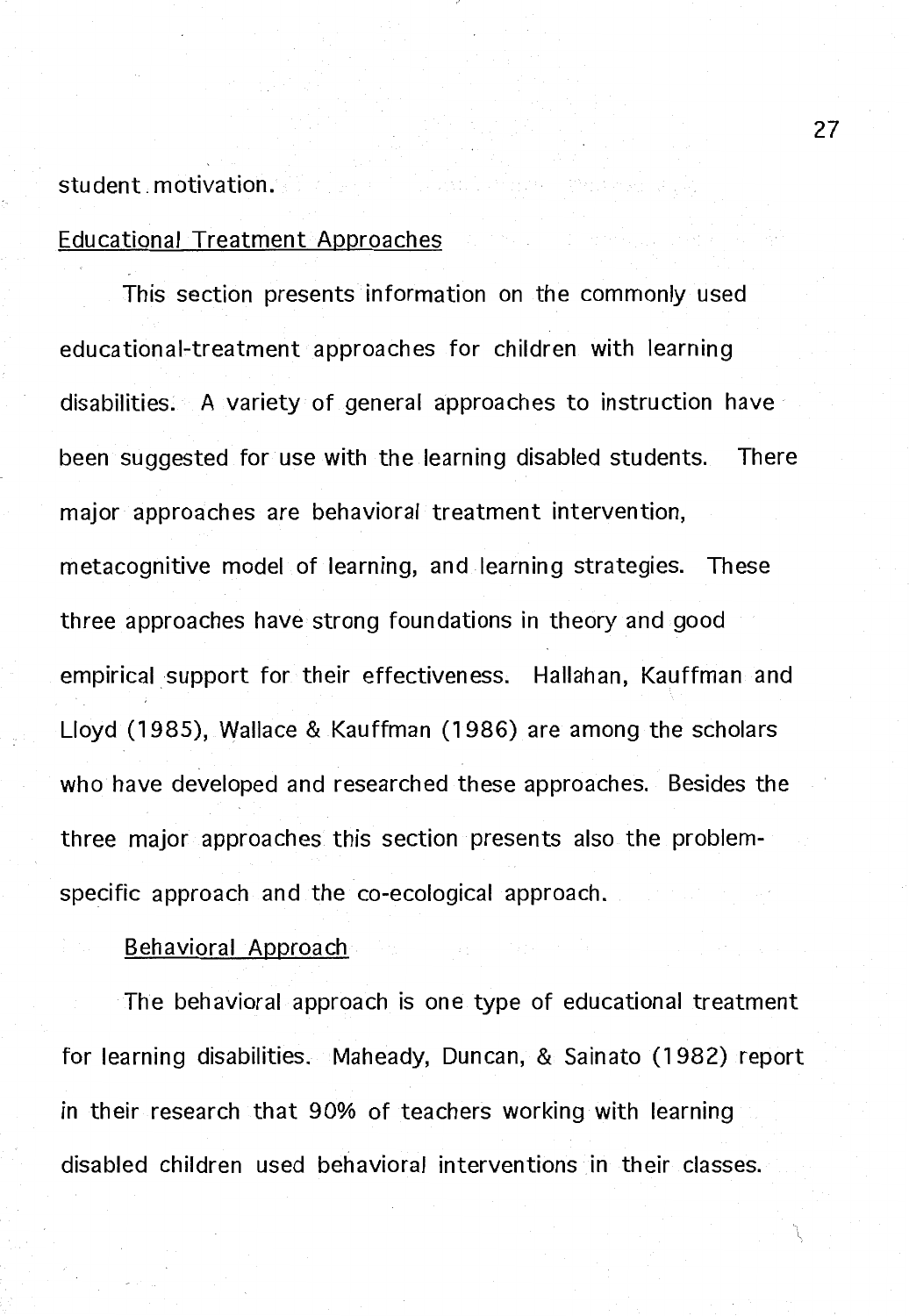student motivation.

## Educational Treatment Approaches

This section presents information on the commonly used educational-treatment approaches for children with learning disabilities. A variety of general approaches to instruction have been suggested for use with the learning disabled students. There major approaches are behavioral treatment intervention, metacognitive model of learning, and learning strategies. These three approaches have strong foundations in theory and good empirical support for their effectiveness. Hallahan, Kauffman and Lloyd (1985), Wallace & Kauffman (1986) are among the scholars who have developed and researched these approaches. Besides the three major approaches this section presents also the problem-specific approach and the co-ecological approach.

### Behavioral Approach

The behavioral approach is one type of educational treatment for learning disabilities. Maheady, Duncan, & Sainato (1982) report in their research that 90% of teachers working with learning disabled children used behavioral interventions in their classes.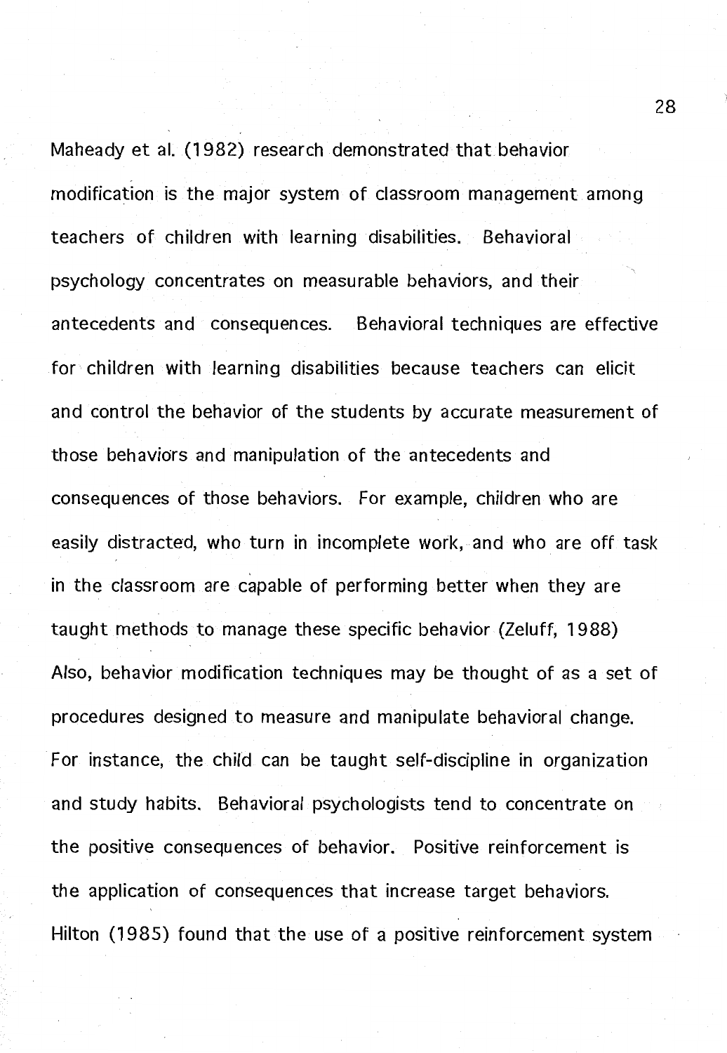Maheady et al. (1982) research demonstrated that behavior modification is the major system of classroom management among teachers of children with learning disabilities. Behavioral psychology concentrates on measurable behaviors, and their antecedents and consequences. Behavioral techniques are effective for children with learning disabilities because teachers can elicit and control the behavior of the students by accurate measurement of those behaviors and manipulation of the antecedents and consequences of those behaviors. For example, children who are easily distracted, who turn in incomplete work, and who are off task in the classroom are capable of performing better when they are taught methods to manage these specific behavior (Zeluff, 1988) Also, behavior modification techniques may be thought of as a set of procedures designed to measure and manipulate behavioral change. For instance, the child can be taught self-discipline in organization and study habits. Behavioral psychologists tend to concentrate on the positive consequences of behavior. Positive reinforcement is the application of consequences that increase target behaviors. Hilton (1985) found that the use of a positive reinforcement system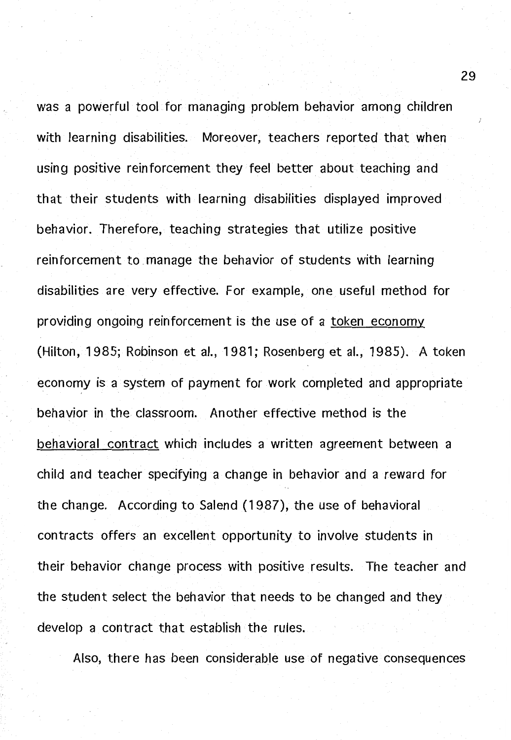was a powerful tool for managing problem behavior among children with learning disabilities. Moreover, teachers reported that when using positive reinforcement they feel better about teaching and that their students with learning disabilities displayed improved behavior. Therefore, teaching strategies that utilize positive reinforcement to manage the behavior of students with learning disabilities are very effective. For example, one useful method for providing ongoing reinforcement is the use of a <u>token economy</u> (Hilton, 1985; Robinson et al., 1981; Rosenberg et al., 1985). A token economy is a system of payment for work completed and appropriate behavior in the classroom. Another effective method is the <u>behavioral contract</u> which includes a written agreement between a child and teacher specifying a change in behavior and a reward for the change. According to Salend (1987), the use of behavioral contracts offers an excellent opportunity to involve students in their behavior change process with positive results. The teacher and the student select the behavior that needs to be changed and they develop a contract that establish the rules.

Also, there has been considerable use of negative consequences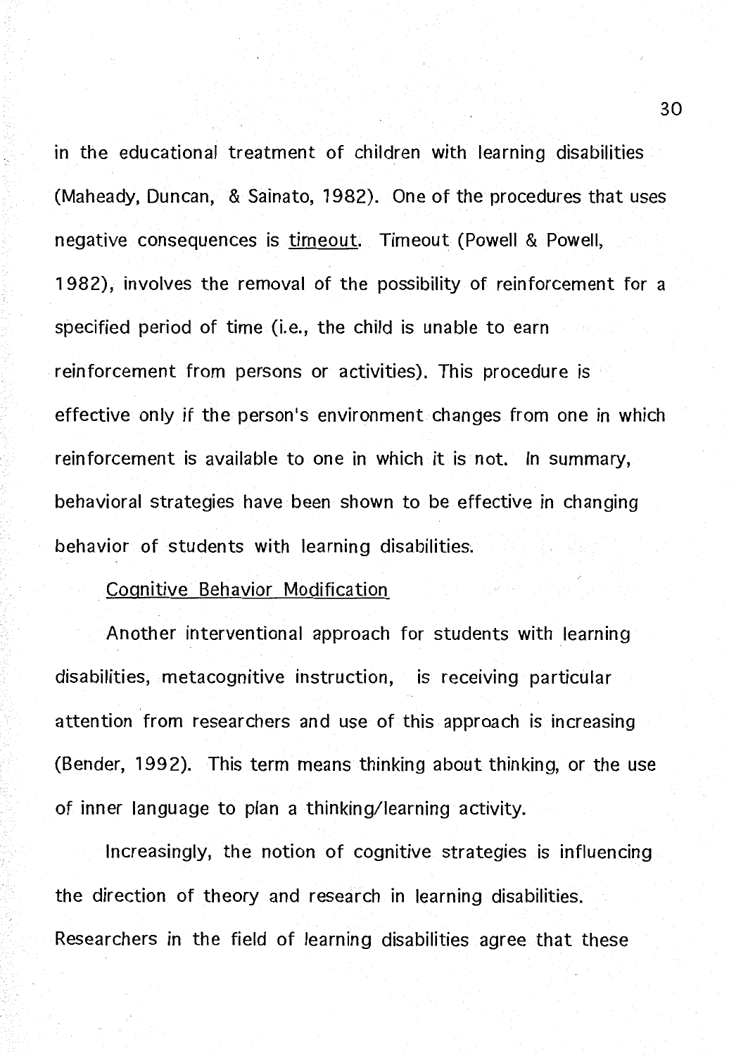in the educational treatment of children with learning disabilities (Maheady, Duncan, & Sainato, 1982). One of the procedures that uses negative consequences is timeout. Timeout (Powell & Powell, 1982), involves the removal of the possibility of reinforcement for a specified period of time (i.e., the child is unable to earn reinforcement from persons or activities). This procedure is effective only if the person's environment changes from one in which reinforcement is available to one in which it is not. In summary, behavioral strategies have been shown to be effective in changing behavior of students with learning disabilities.

### Cognitive Behavior Modification

Another interventional approach for students with learning disabilities, metacognitive instruction, is receiving particular attention from researchers and use of this approach is increasing (Bender, 1992). This term means thinking about thinking, or the use of inner language to plan a thinking/learning activity.

Increasingly, the notion of cognitive strategies is influencing the direction of theory and research in learning disabilities. Researchers in the field of learning disabilities agree that these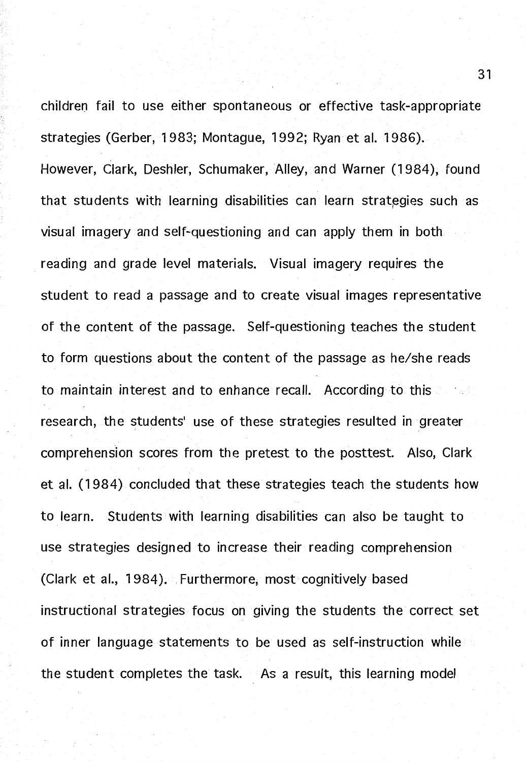children fail to use either spontaneous or effective task-appropriate strategies (Gerber, 1983; Montague, 1992; Ryan et al. 1986). However, Clark, Deshler, Schumaker, Alley, and Warner (1984), found that students with learning disabilities can learn strategies such as visual imagery and self-questioning and can apply them in both reading and grade level materials. Visual imagery requires the student to read a passage and to create visual images representative of the content of the passage. Self-questioning teaches the student to form questions about the content of the passage as he/she reads to maintain interest and to enhance recall. According to this research, the students' use of these strategies resulted in greater comprehension scores from the pretest to the posttest. Also, Clark et al. (1984) concluded that these strategies teach the students how to learn. Students with learning disabilities can also be taught to use strategies designed to increase their reading comprehension (Clark et al., 1984). Furthermore, most cognitively based instructional strategies focus on giving the students the correct set of inner language statements to be used as self-instruction while the student completes the task. As a result, this learning model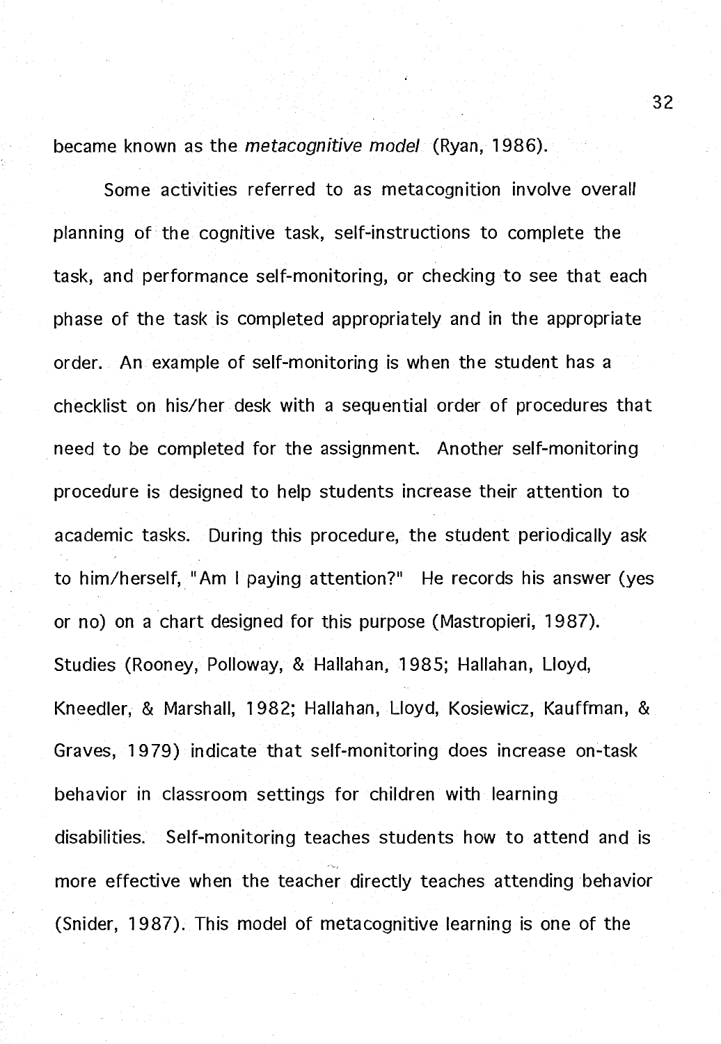became known as the *metacognitive model* (Ryan, 1986).

Some activities referred to as metacognition involve overall planning of the cognitive task, self-instructions to complete the task, and performance self-monitoring, or checking to see that each phase of the task is completed appropriately and in the appropriate order. An example of self-monitoring is when the student has a checklist on his/her desk with a sequential order of procedures that need to be completed for the assignment. Another self-monitoring procedure is designed to help students increase their attention to academic tasks. During this procedure, the student periodically ask to him/herself, "Am I paying attention?" He records his answer (yes or no) on a chart designed for this purpose (Mastropieri, 1987). Studies (Rooney, Polloway, & Hallahan, 1985; Hallahan, Lloyd, Kneedler, & Marshall, 1982; Hallahan, Lloyd, Kosiewicz, Kauffman, & Graves, 1979) indicate that self-monitoring does increase on-task behavior in classroom settings for children with learning disabilities. Self-monitoring teaches students how to attend and is more effective when the teacher directly teaches attending behavior (Snider, 1987). This model of metacognitive learning is one of the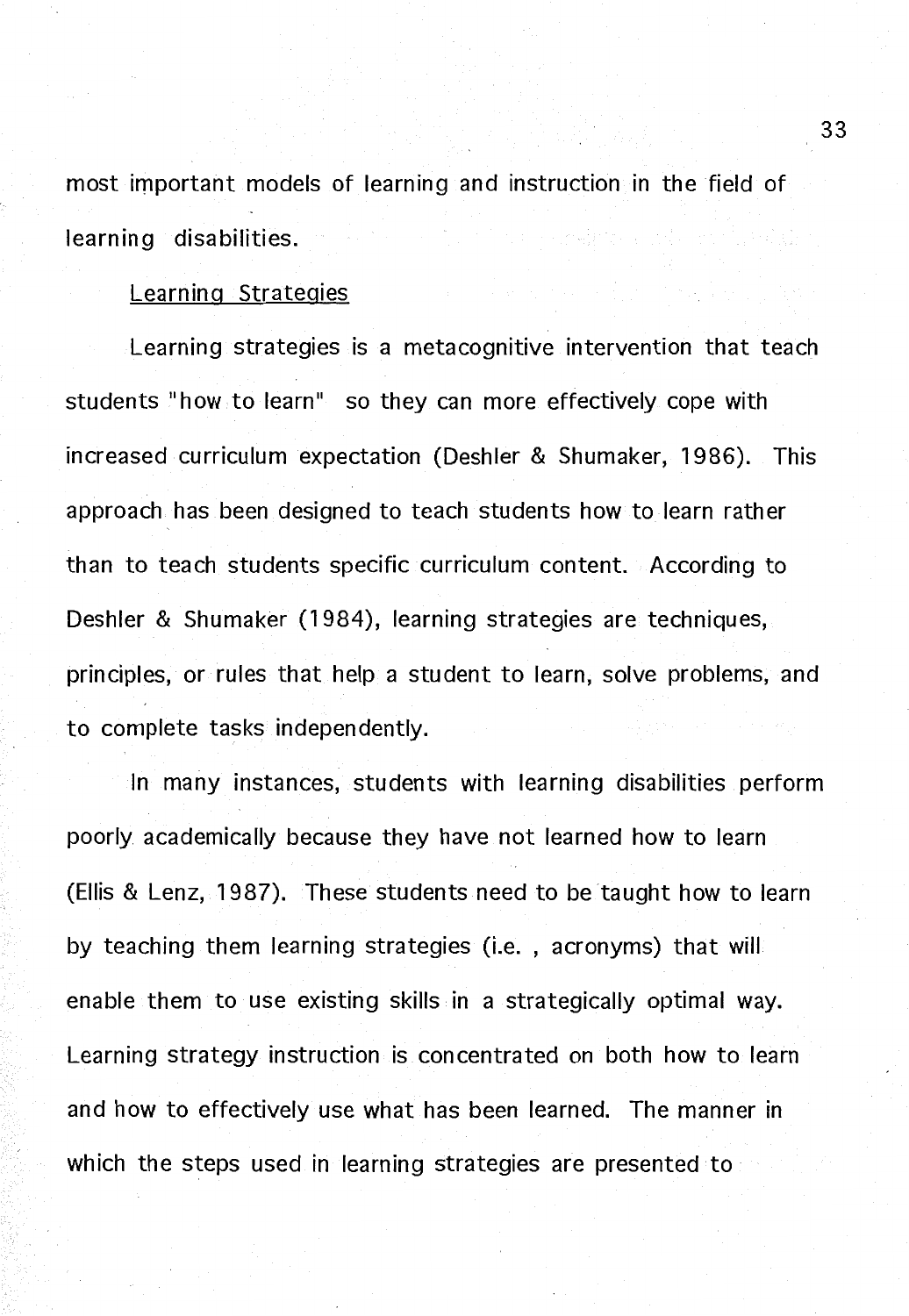most important models of learning and instruction in the field of learning disabilities.

Learning Strategies

Learning strategies is a metacognitive intervention that teach students "how to learn" so they can more effectively cope with increased curriculum expectation (Deshler & Shumaker, 1986). This approach has been designed to teach students how to learn rather than to teach students specific curriculum content. According to Deshler & Shumaker (1984), learning strategies are techniques, principles, or rules that help a student to learn, solve problems, and to complete tasks independently.

In many instances, students with learning disabilities perform poorly academically because they have not learned how to learn (Ellis & Lenz, 1987). These students need to be taught how to learn by teaching them learning strategies (i.e. , acronyms) that will enable them to use existing skills in a strategically optimal way. Learning strategy instruction is concentrated on both how to learn and how to effectively use what has been learned. The manner in which the steps used in learning strategies are presented to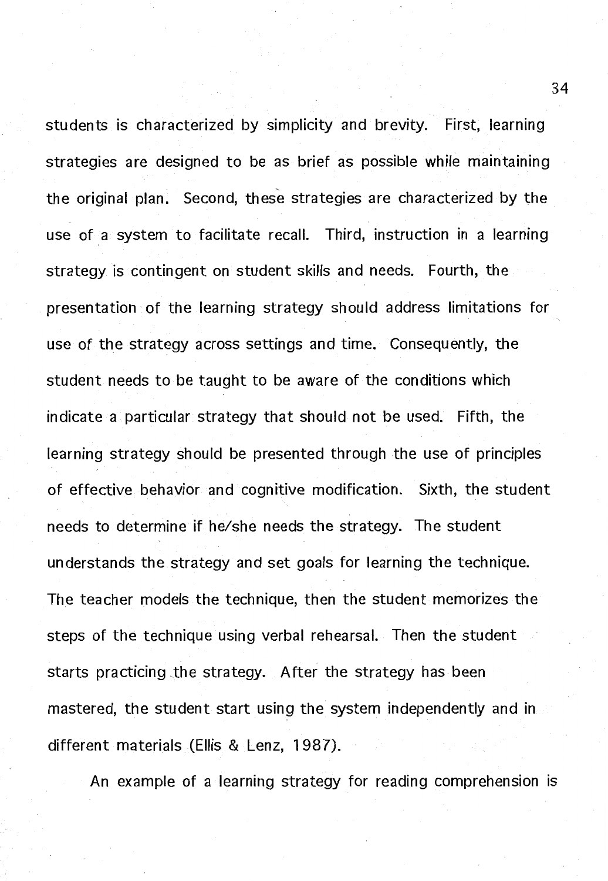students is characterized by simplicity and brevity. First, learning strategies are designed to be as brief as possible while maintaining the original plan. Second, these strategies are characterized by the use of a system to facilitate recall. Third, instruction in a learning strategy is contingent on student skills and needs. Fourth, the presentation of the learning strategy should address limitations for use of the strategy across settings and time. Consequently, the student needs to be taught to be aware of the conditions which indicate a particular strategy that should not be used. Fifth, the learning strategy should be presented through the use of principles of effective behavior and cognitive modification. Sixth, the student needs to determine if he/she needs the strategy. The student understands the strategy and set goals for learning the technique. The teacher models the technique, then the student memorizes the steps of the technique using verbal rehearsal. Then the student starts practicing the strategy. After the strategy has been mastered, the student start using the system independently and in different materials (Ellis & Lenz, 1987).

An example of a learning strategy for reading comprehension is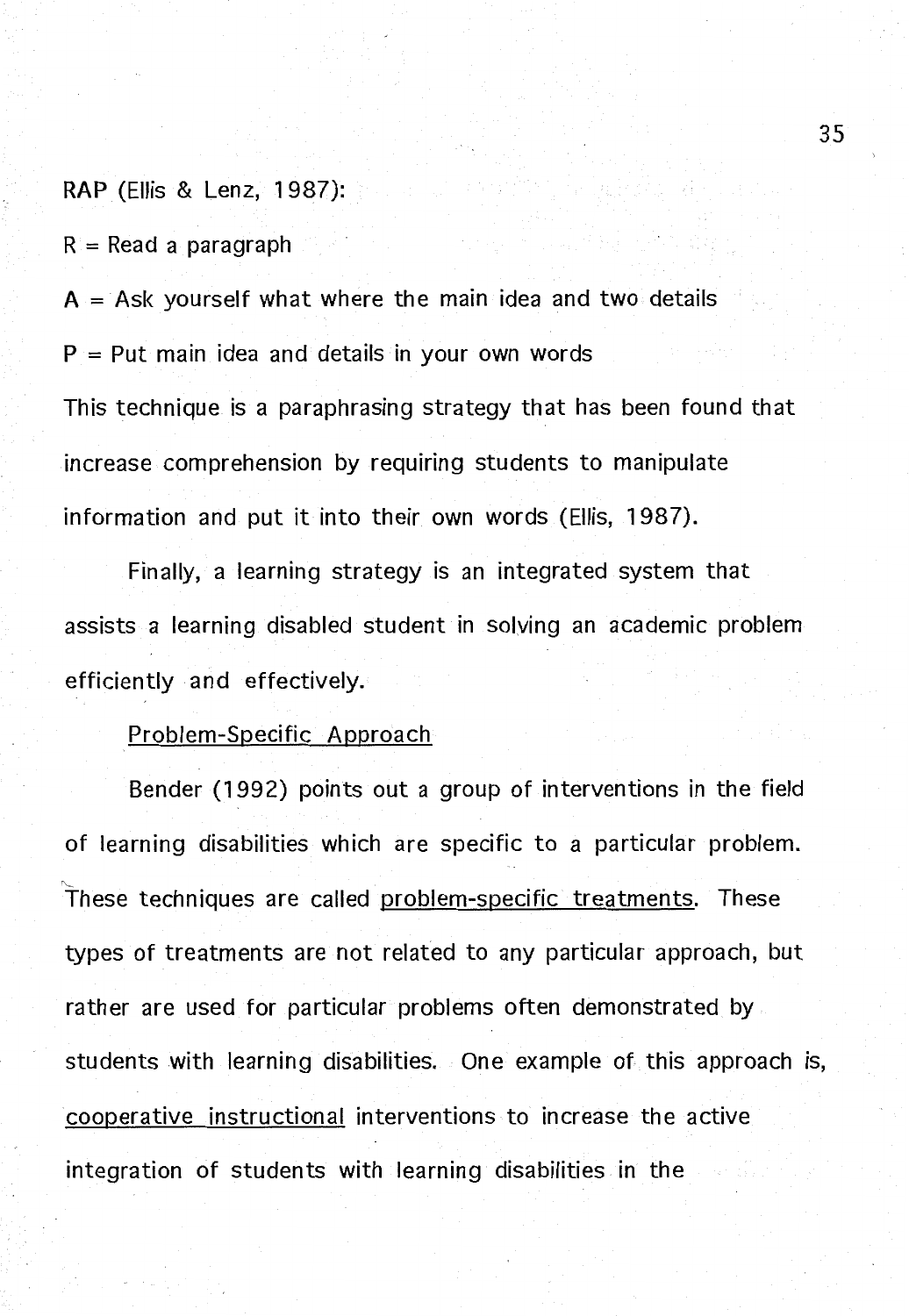RAP (Ellis & Lenz, 1987):

R = Read a paragraph

A = Ask yourself what where the main idea and two details

P = Put main idea and details in your own words

This technique is a paraphrasing strategy that has been found that increase comprehension by requiring students to manipulate information and put it into their own words (Ellis, 1987).

Finally, a learning strategy is an integrated system that assists a learning disabled student in solving an academic problem efficiently and effectively.

### Problem-Specific Approach

Bender (1992) points out a group of interventions in the field of learning disabilities which are specific to a particular problem. These techniques are called problem-specific treatments. These types of treatments are not related to any particular approach, but rather are used for particular problems often demonstrated by students with learning disabilities. One example of this approach is, cooperative instructional interventions to increase the active integration of students with learning disabilities in the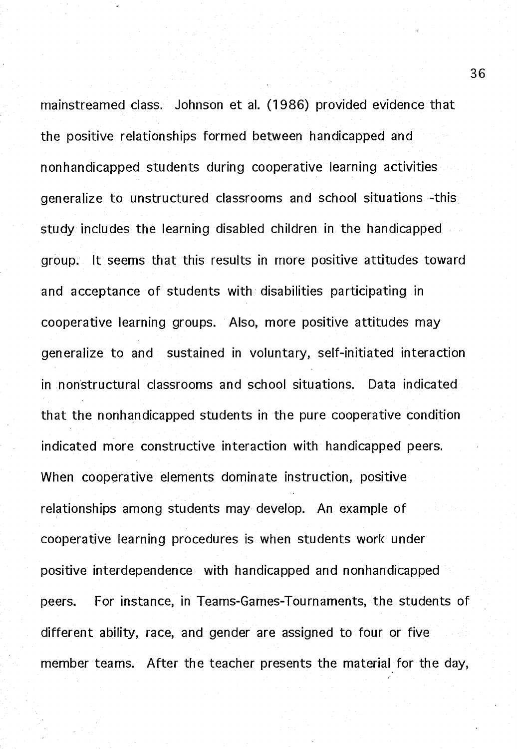mainstreamed class. Johnson et al. (1986) provided evidence that the positive relationships formed between handicapped and nonhandicapped students during cooperative learning activities generalize to unstructured classrooms and school situations -this study includes the learning disabled children in the handicapped group. It seems that this results in more positive attitudes toward and acceptance of students with disabilities participating in cooperative learning groups. Also, more positive attitudes may generalize to and sustained in voluntary, self-initiated interaction in nonstructural classrooms and school situations. Data indicated that the nonhandicapped students in the pure cooperative condition indicated more constructive interaction with handicapped peers. When cooperative elements dominate instruction, positive relationships among students may develop. An example of cooperative learning procedures is when students work under positive interdependence with handicapped and nonhandicapped peers. For instance, in Teams-Games-Tournaments, the students of different ability, race, and gender are assigned to four or five member teams. After the teacher presents the material for the day,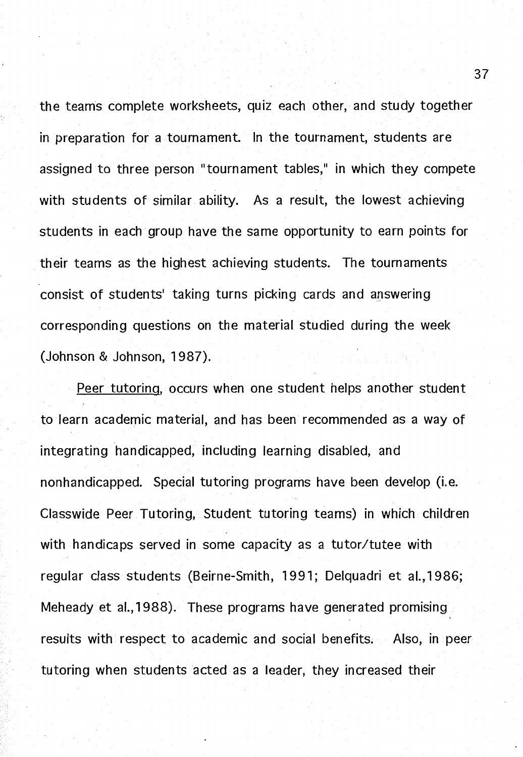the teams complete worksheets, quiz each other, and study together in preparation for a tournament. In the tournament, students are assigned to three person "tournament tables," in which they compete with students of similar ability. As a result, the lowest achieving students in each group have the same opportunity to earn points for their teams as the highest achieving students. The tournaments consist of students' taking turns picking cards and answering corresponding questions on the material studied during the week (Johnson & Johnson, 1987).

Peer tutoring, occurs when one student helps another student to learn academic material, and has been recommended as a way of integrating handicapped, including learning disabled, and nonhandicapped. Special tutoring programs have been develop (i.e. Classwide Peer Tutoring, Student tutoring teams) in which children with handicaps served in some capacity as a tutor/tutee with regular class students (Beirne-Smith, 1991; Delquadri et al.,1986; Meheady et al.,1988). These programs have generated promising results with respect to academic and social benefits. Also, in peer tutoring when students acted as a leader, they increased their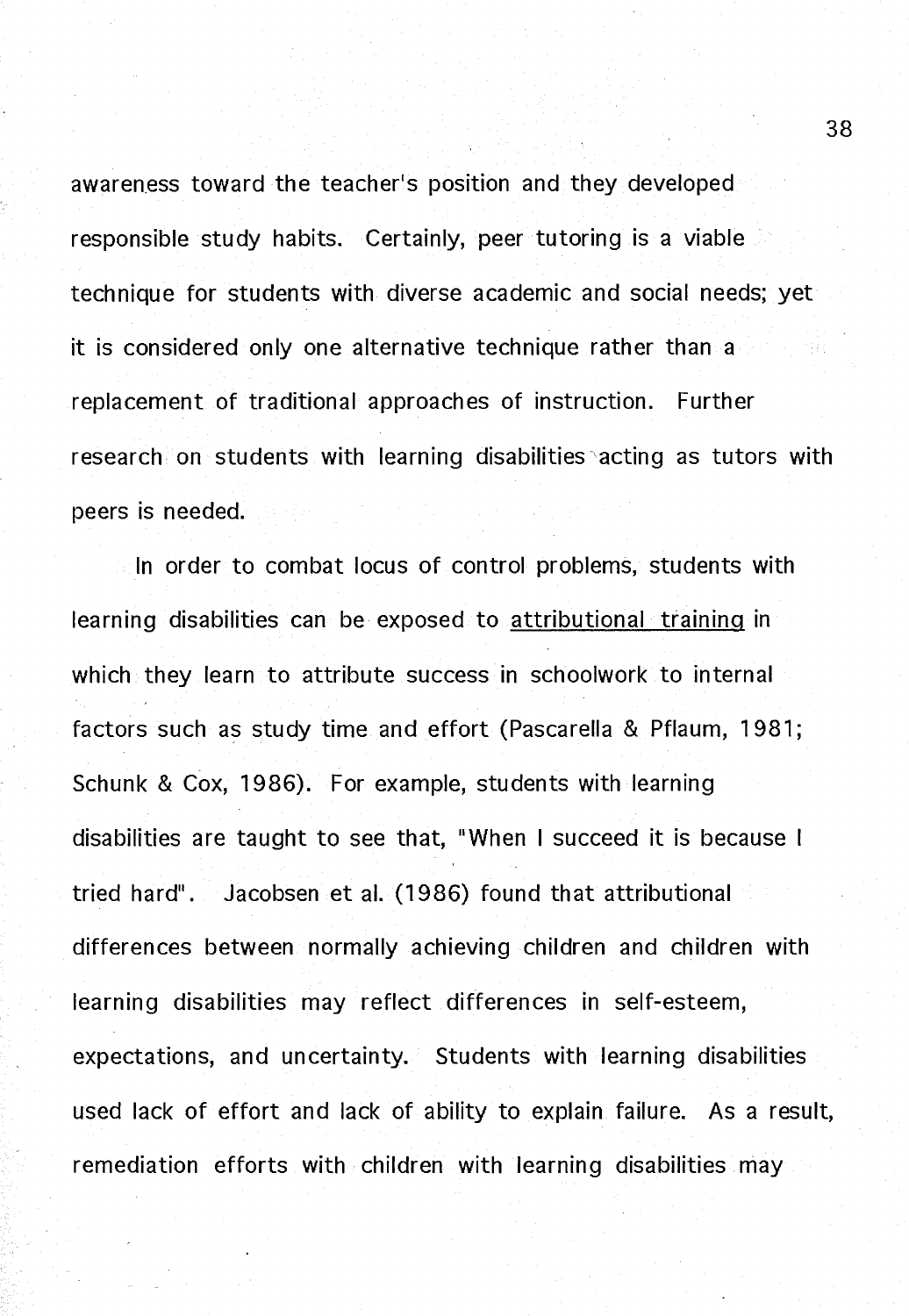awareness toward the teacher's position and they developed responsible study habits. Certainly, peer tutoring is a viable technique for students with diverse academic and social needs; yet it is considered only one alternative technique rather than a replacement of traditional approaches of instruction. Further research on students with learning disabilities acting as tutors with peers is needed.

In order to combat locus of control problems, students with learning disabilities can be exposed to <u>attributional training</u> in which they learn to attribute success in schoolwork to internal factors such as study time and effort (Pascarella & Pflaum, 1981; Schunk & Cox, 1986). For example, students with learning disabilities are taught to see that, "When I succeed it is because I tried hard". Jacobsen et al. (1986) found that attributional differences between normally achieving children and children with learning disabilities may reflect differences in self-esteem, expectations, and uncertainty. Students with learning disabilities used lack of effort and lack of ability to explain failure. As a result, remediation efforts with children with learning disabilities may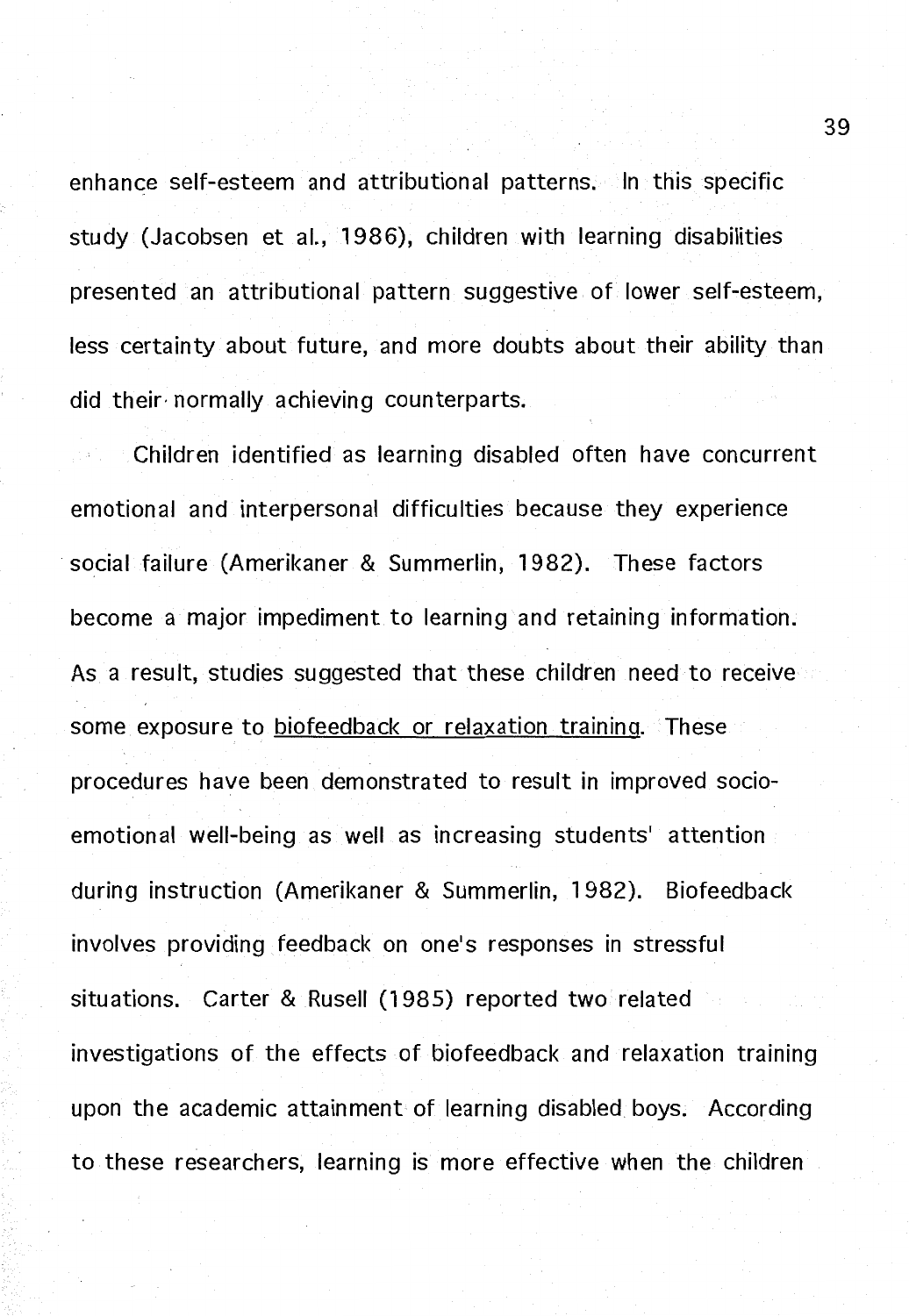enhance self-esteem and attributional patterns. In this specific study (Jacobsen et al., 1986), children with learning disabilities presented an attributional pattern suggestive of lower self-esteem, less certainty about future, and more doubts about their ability than did their normally achieving counterparts.

Children identified as learning disabled often have concurrent emotional and interpersonal difficulties because they experience social failure (Amerikaner & Summerlin, 1982). These factors become a major impediment to learning and retaining information. As a result, studies suggested that these children need to receive some exposure to <u>biofeedback or relaxation training</u>. These procedures have been demonstrated to result in improved socio-emotional well-being as well as increasing students' attention during instruction (Amerikaner & Summerlin, 1982). Biofeedback involves providing feedback on one's responses in stressful situations. Carter & Rusell (1985) reported two related investigations of the effects of biofeedback and relaxation training upon the academic attainment of learning disabled boys. According to these researchers, learning is more effective when the children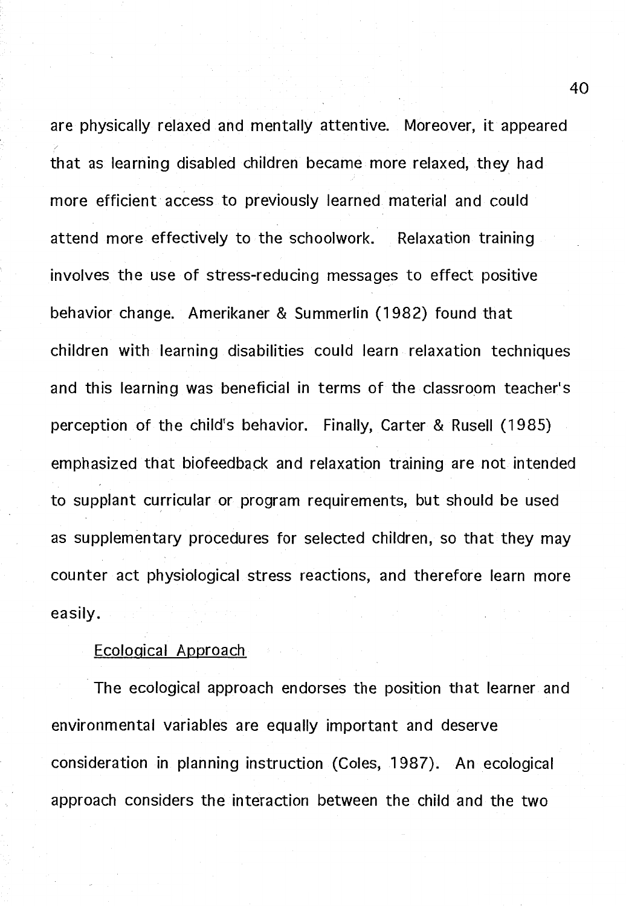are physically relaxed and mentally attentive. Moreover, it appeared that as learning disabled children became more relaxed, they had more efficient access to previously learned material and could attend more effectively to the schoolwork. Relaxation training involves the use of stress-reducing messages to effect positive behavior change. Amerikaner & Summerlin (1982) found that children with learning disabilities could learn relaxation techniques and this learning was beneficial in terms of the classroom teacher's perception of the child's behavior. Finally, Carter & Rusell (1985) emphasized that biofeedback and relaxation training are not intended to supplant curricular or program requirements, but should be used as supplementary procedures for selected children, so that they may counter act physiological stress reactions, and therefore learn more easily.

### Ecological Approach

The ecological approach endorses the position that learner and environmental variables are equally important and deserve consideration in planning instruction (Coles, 1987). An ecological approach considers the interaction between the child and the two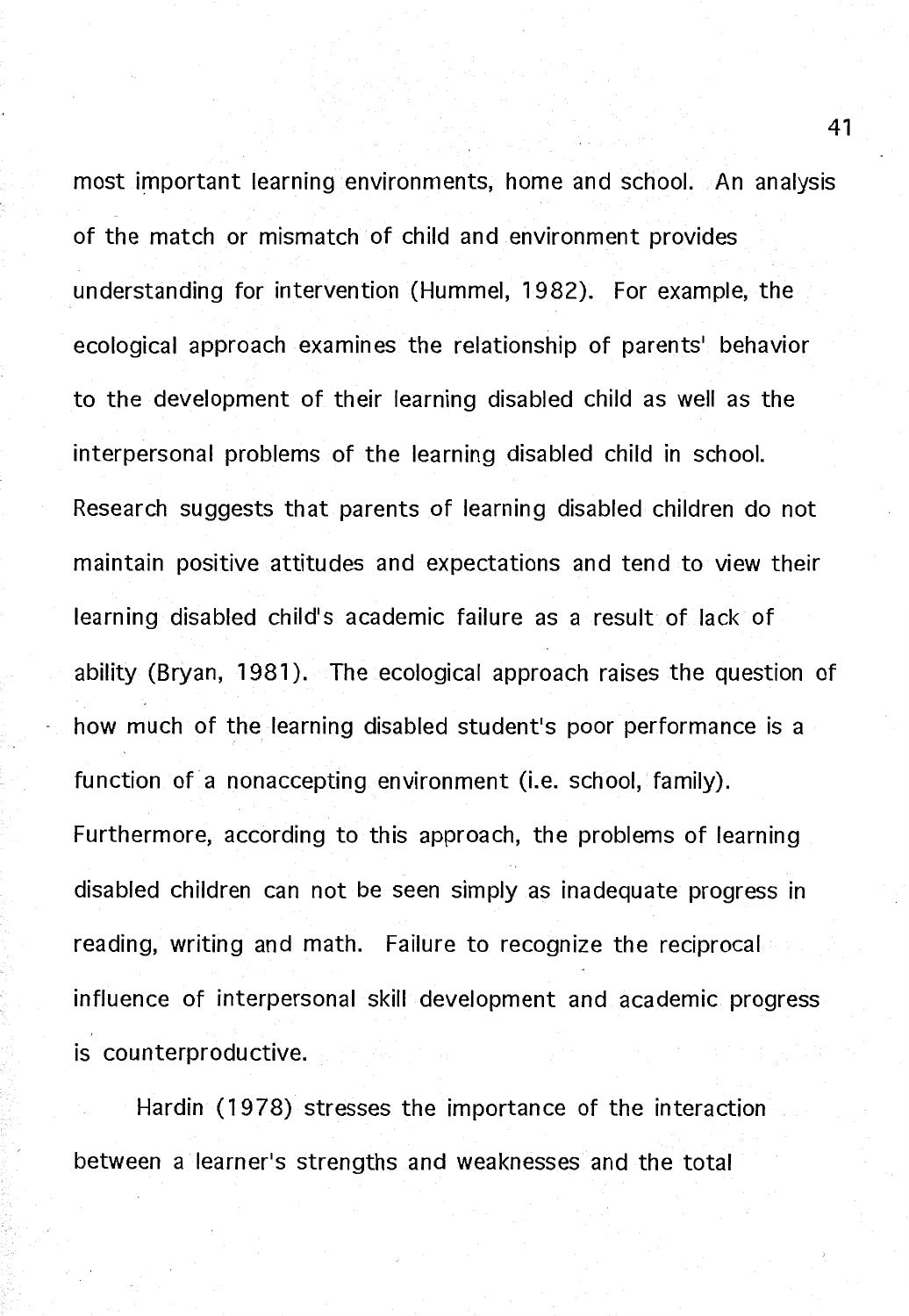most important learning environments, home and school. An analysis of the match or mismatch of child and environment provides understanding for intervention (Hummel, 1982). For example, the ecological approach examines the relationship of parents' behavior to the development of their learning disabled child as well as the interpersonal problems of the learning disabled child in school. Research suggests that parents of learning disabled children do not maintain positive attitudes and expectations and tend to view their learning disabled child's academic failure as a result of lack of ability (Bryan, 1981). The ecological approach raises the question of how much of the learning disabled student's poor performance is a function of a nonaccepting environment (i.e. school, family). Furthermore, according to this approach, the problems of learning disabled children can not be seen simply as inadequate progress in reading, writing and math. Failure to recognize the reciprocal influence of interpersonal skill development and academic progress is counterproductive.

Hardin (1978) stresses the importance of the interaction between a learner's strengths and weaknesses and the total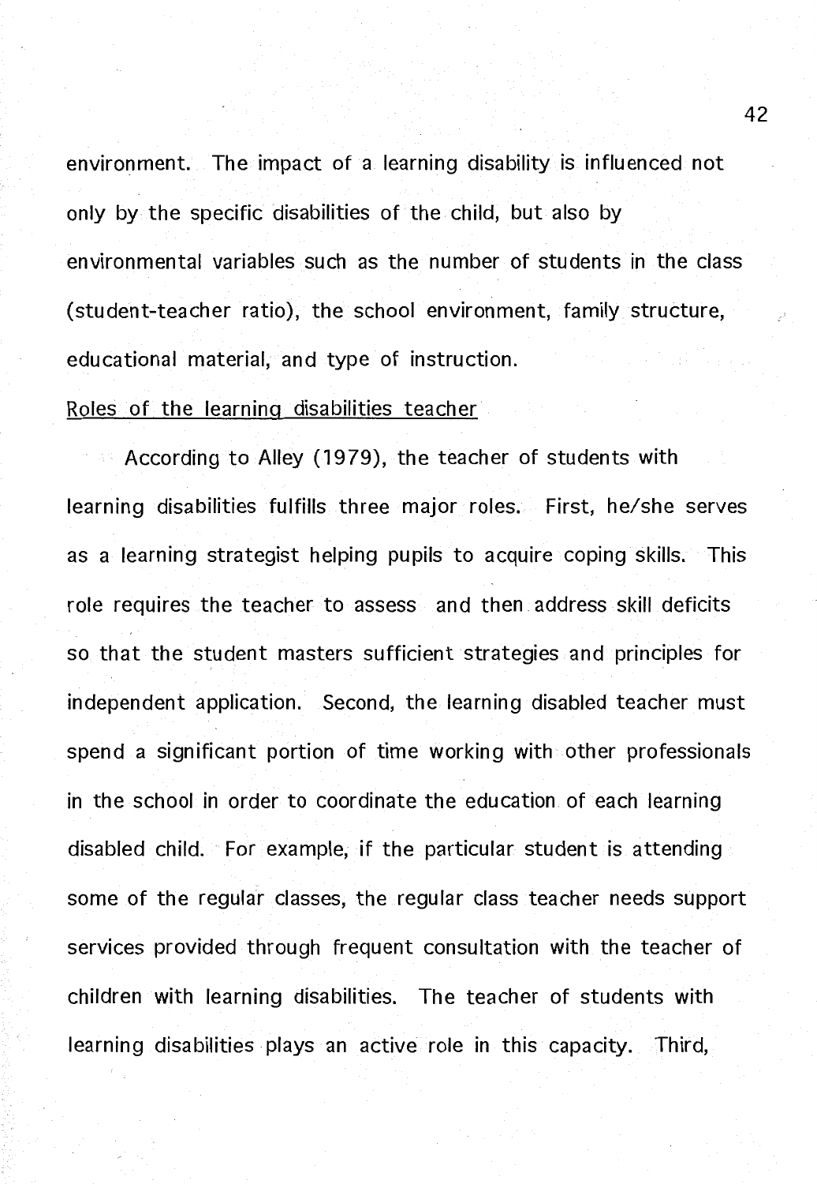environment. The impact of a learning disability is influenced not only by the specific disabilities of the child, but also by environmental variables such as the number of students in the class (student-teacher ratio), the school environment, family structure, educational material, and type of instruction.

Roles of the learning disabilities teacher

According to Alley (1979), the teacher of students with learning disabilities fulfills three major roles. First, he/she serves as a learning strategist helping pupils to acquire coping skills. This role requires the teacher to assess and then address skill deficits so that the student masters sufficient strategies and principles for independent application. Second, the learning disabled teacher must spend a significant portion of time working with other professionals in the school in order to coordinate the education of each learning disabled child. For example, if the particular student is attending some of the regular classes, the regular class teacher needs support services provided through frequent consultation with the teacher of children with learning disabilities. The teacher of students with learning disabilities plays an active role in this capacity. Third,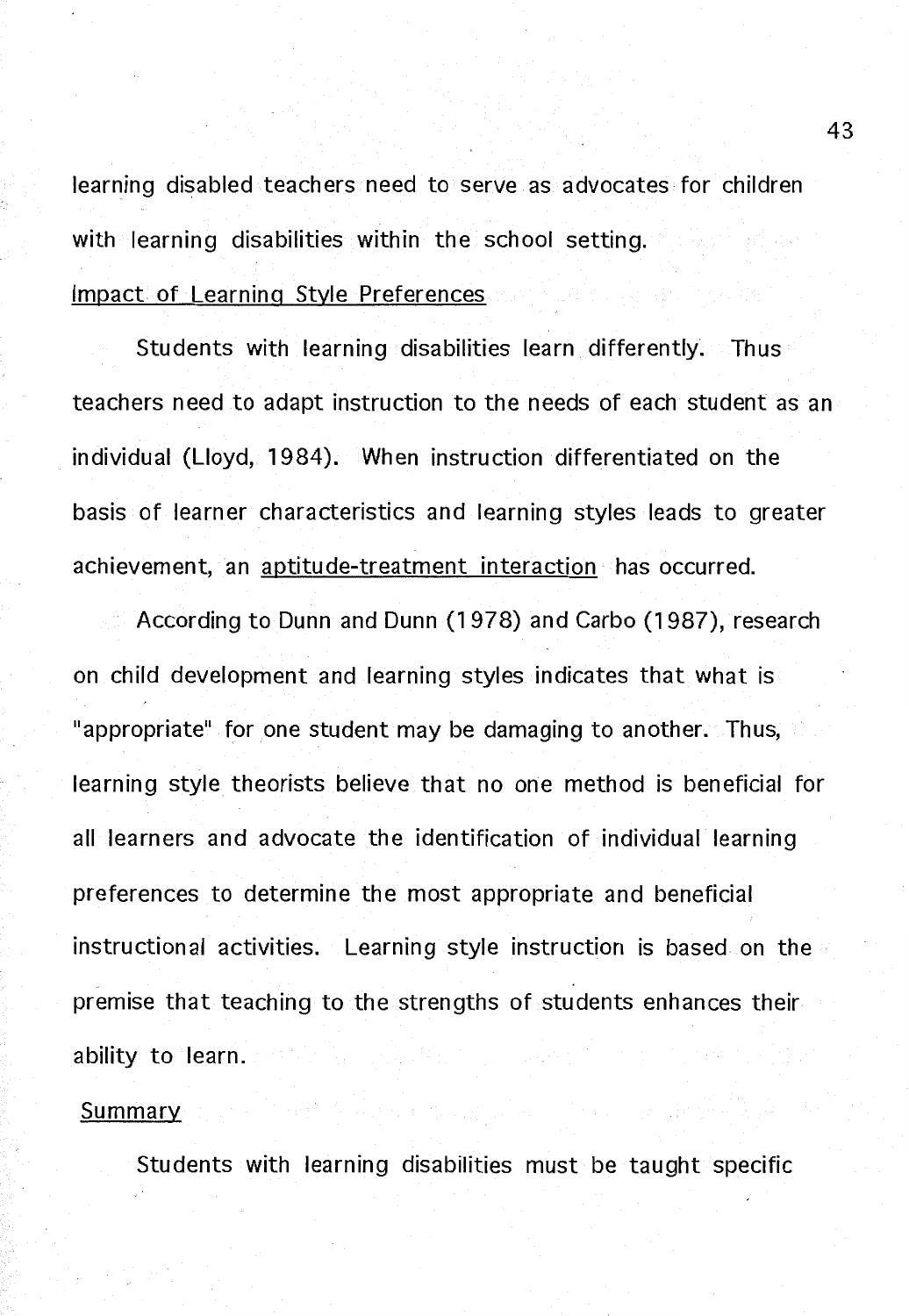learning disabled teachers need to serve as advocates for children with learning disabilities within the school setting.

## Impact of Learning Style Preferences

Students with learning disabilities learn differently. Thus teachers need to adapt instruction to the needs of each student as an individual (Lloyd, 1984). When instruction differentiated on the basis of learner characteristics and learning styles leads to greater achievement, an aptitude-treatment interaction has occurred.

According to Dunn and Dunn (1978) and Carbo (1987), research on child development and learning styles indicates that what is "appropriate" for one student may be damaging to another. Thus, learning style theorists believe that no one method is beneficial for all learners and advocate the identification of individual learning preferences to determine the most appropriate and beneficial instructional activities. Learning style instruction is based on the premise that teaching to the strengths of students enhances their ability to learn.

## Summary

Students with learning disabilities must be taught specific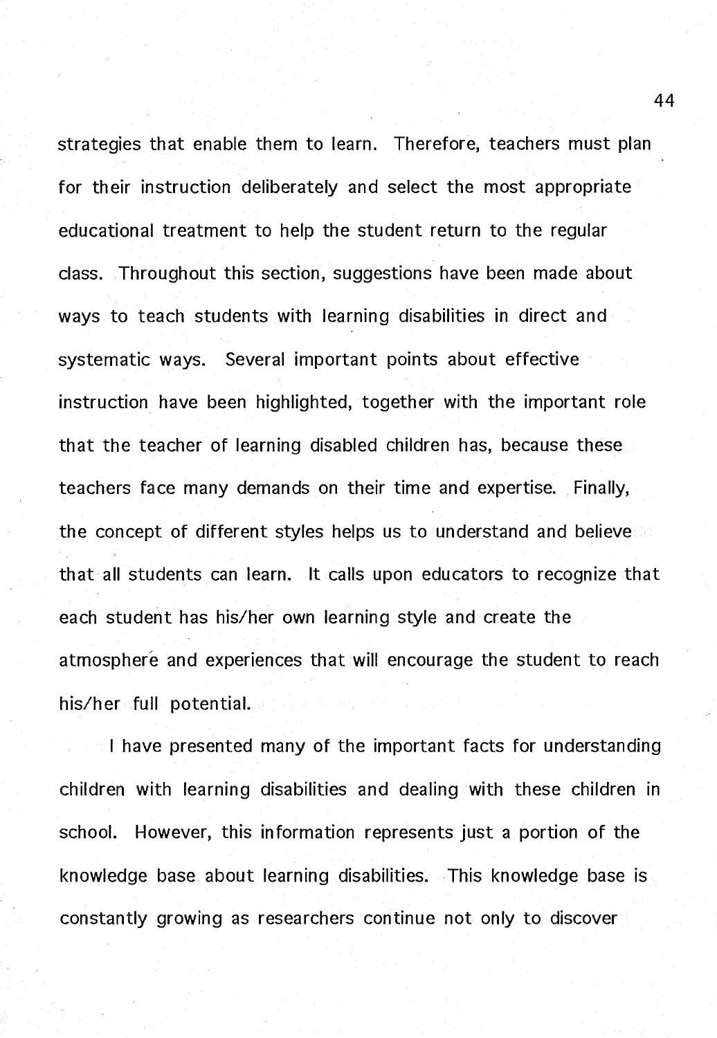strategies that enable them to learn. Therefore, teachers must plan for their instruction deliberately and select the most appropriate educational treatment to help the student return to the regular class. Throughout this section, suggestions have been made about ways to teach students with learning disabilities in direct and systematic ways. Several important points about effective instruction have been highlighted, together with the important role that the teacher of learning disabled children has, because these teachers face many demands on their time and expertise. Finally, the concept of different styles helps us to understand and believe that all students can learn. It calls upon educators to recognize that each student has his/her own learning style and create the atmosphere and experiences that will encourage the student to reach his/her full potential.

I have presented many of the important facts for understanding children with learning disabilities and dealing with these children in school. However, this information represents just a portion of the knowledge base about learning disabilities. This knowledge base is constantly growing as researchers continue not only to discover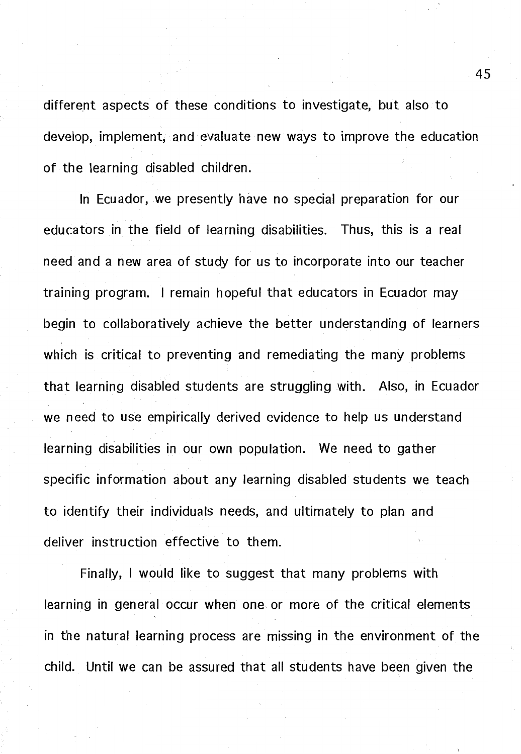different aspects of these conditions to investigate, but also to develop, implement, and evaluate new ways to improve the education of the learning disabled children.

In Ecuador, we presently have no special preparation for our educators in the field of learning disabilities. Thus, this is a real need and a new area of study for us to incorporate into our teacher training program. I remain hopeful that educators in Ecuador may begin to collaboratively achieve the better understanding of learners which is critical to preventing and remediating the many problems that learning disabled students are struggling with. Also, in Ecuador we need to use empirically derived evidence to help us understand learning disabilities in our own population. We need to gather specific information about any learning disabled students we teach to identify their individuals needs, and ultimately to plan and deliver instruction effective to them.

Finally, I would like to suggest that many problems with learning in general occur when one or more of the critical elements in the natural learning process are missing in the environment of the child. Until we can be assured that all students have been given the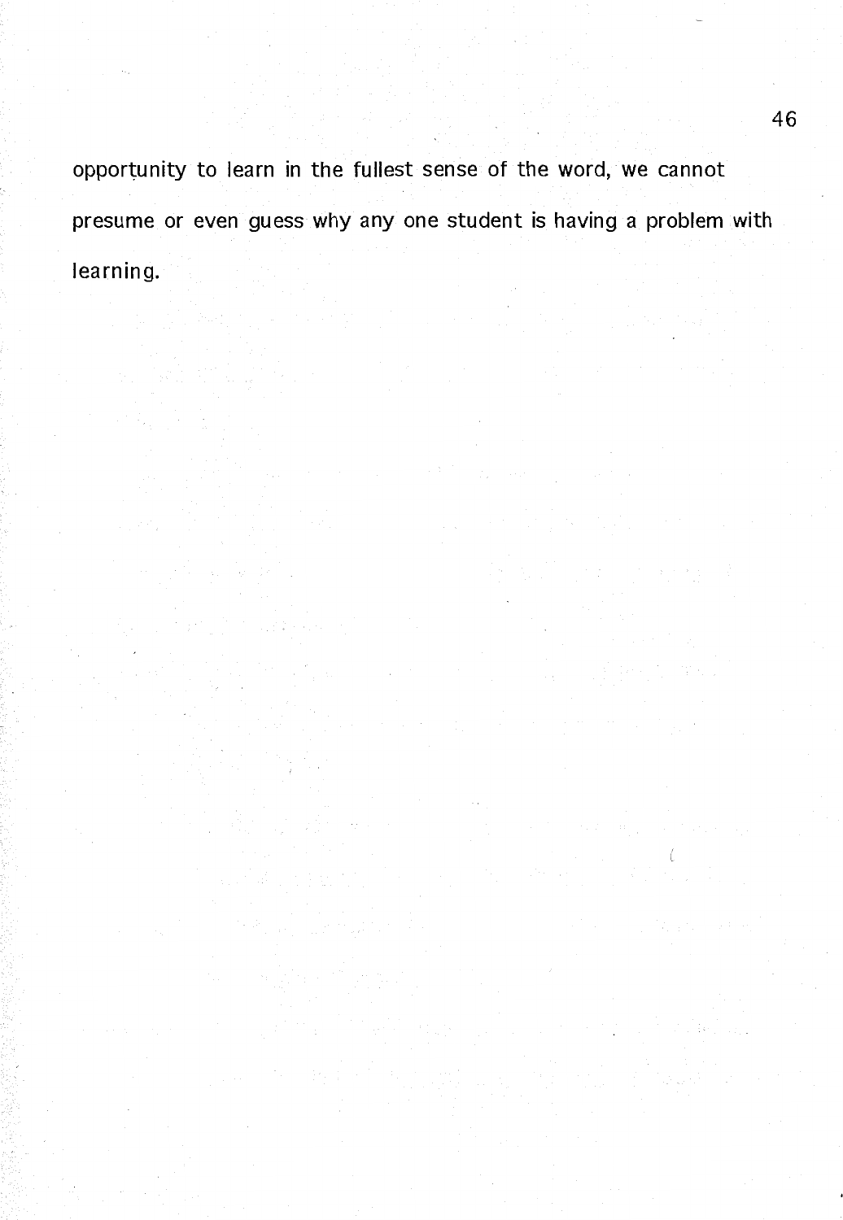opportunity to learn in the fullest sense of the word, we cannot presume or even guess why any one student is having a problem with learning.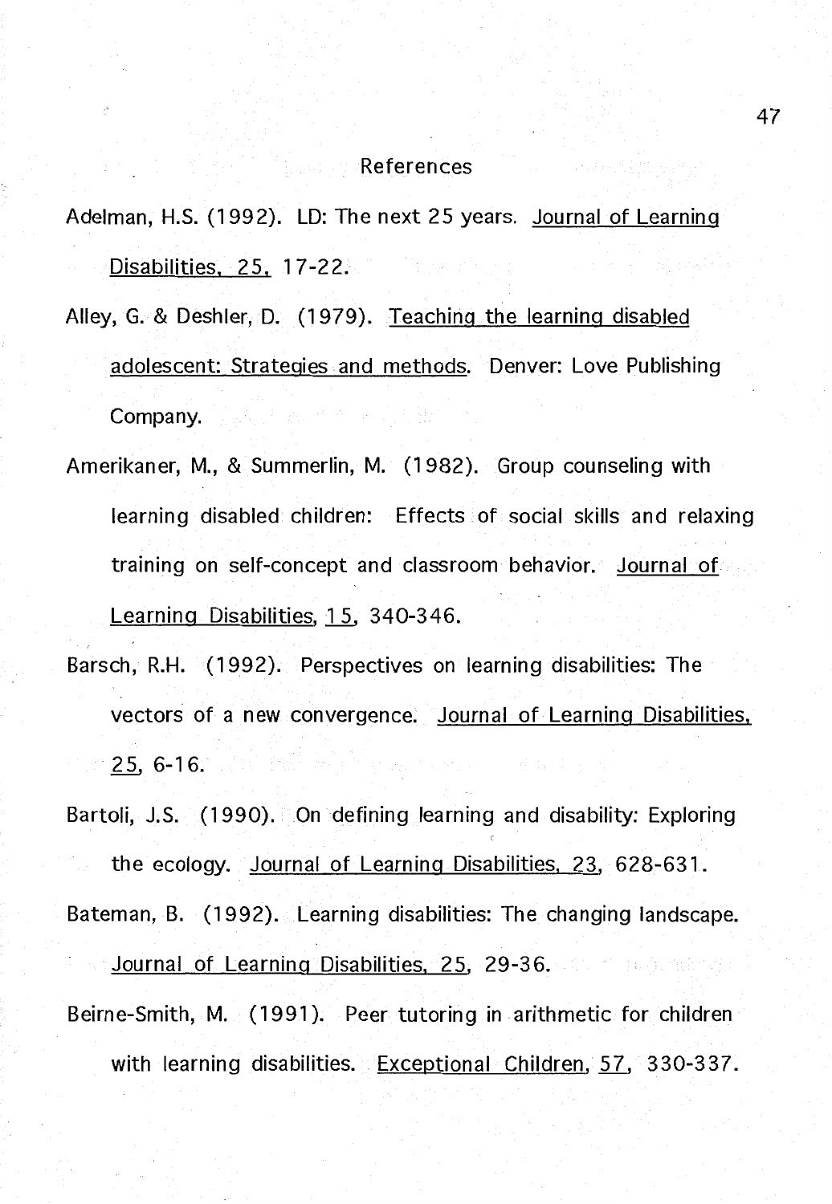# References

Adelman, H.S. (1992). LD: The next 25 years. Journal of Learning Disabilities, 25, 17-22.

Alley, G. & Deshler, D. (1979). Teaching the learning disabled adolescent: Strategies and methods. Denver: Love Publishing Company.

Amerikaner, M., & Summerlin, M. (1982). Group counseling with learning disabled children: Effects of social skills and relaxing training on self-concept and classroom behavior. Journal of Learning Disabilities, 15, 340-346.

Barsch, R.H. (1992). Perspectives on learning disabilities: The vectors of a new convergence. Journal of Learning Disabilities, 25, 6-16.

Bartoli, J.S. (1990). On defining learning and disability: Exploring the ecology. Journal of Learning Disabilities, 23, 628-631.

Bateman, B. (1992). Learning disabilities: The changing landscape. Journal of Learning Disabilities, 25, 29-36.

Beirne-Smith, M. (1991). Peer tutoring in arithmetic for children with learning disabilities. Exceptional Children, 57, 330-337.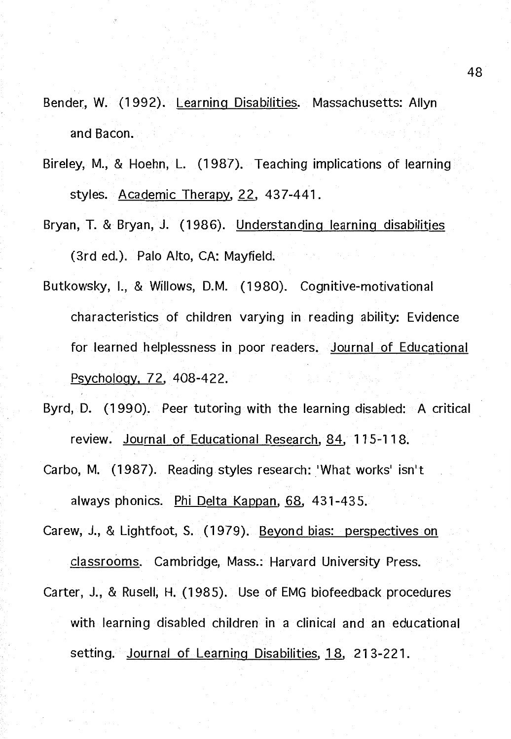Bender, W. (1992). Learning Disabilities. Massachusetts: Allyn and Bacon.

Bireley, M., & Hoehn, L. (1987). Teaching implications of learning styles. Academic Therapy, 22, 437-441.

Bryan, T. & Bryan, J. (1986). Understanding learning disabilities (3rd ed.). Palo Alto, CA: Mayfield.

Butkowsky, I., & Willows, D.M. (1980). Cognitive-motivational characteristics of children varying in reading ability: Evidence for learned helplessness in poor readers. Journal of Educational Psychology, 72, 408-422.

Byrd, D. (1990). Peer tutoring with the learning disabled: A critical review. Journal of Educational Research, 84, 115-118.

Carbo, M. (1987). Reading styles research: 'What works' isn't always phonics. Phi Delta Kappan, 68, 431-435.

Carew, J., & Lightfoot, S. (1979). Beyond bias: perspectives on classrooms. Cambridge, Mass.: Harvard University Press.

Carter, J., & Rusell, H. (1985). Use of EMG biofeedback procedures with learning disabled children in a clinical and an educational setting. Journal of Learning Disabilities, 18, 213-221.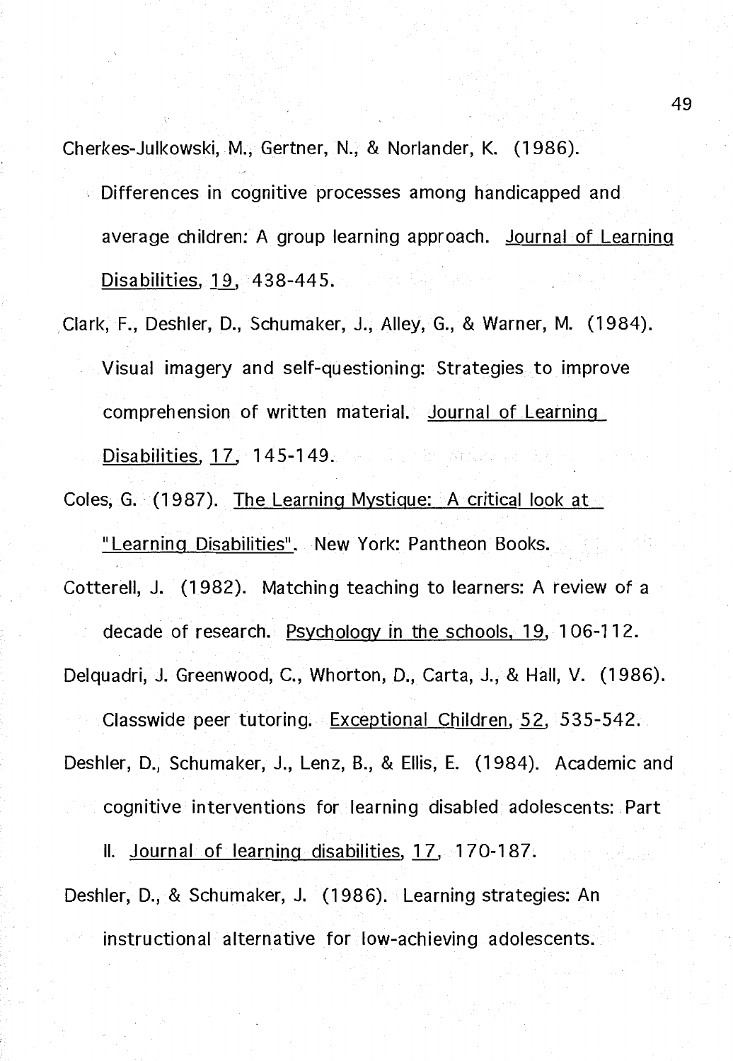Cherkes-Julkowski, M., Gertner, N., & Norlander, K. (1986). Differences in cognitive processes among handicapped and average children: A group learning approach. Journal of Learning Disabilities, 19, 438-445.

Clark, F., Deshler, D., Schumaker, J., Alley, G., & Warner, M. (1984). Visual imagery and self-questioning: Strategies to improve comprehension of written material. Journal of Learning Disabilities, 17, 145-149.

Coles, G. (1987). The Learning Mystique: A critical look at "Learning Disabilities". New York: Pantheon Books.

Cotterell, J. (1982). Matching teaching to learners: A review of a decade of research. Psychology in the schools, 19, 106-112.

Delquadri, J. Greenwood, C., Whorton, D., Carta, J., & Hall, V. (1986). Classwide peer tutoring. Exceptional Children, 52, 535-542.

Deshler, D., Schumaker, J., Lenz, B., & Ellis, E. (1984). Academic and cognitive interventions for learning disabled adolescents: Part II. Journal of learning disabilities, 17, 170-187.

Deshler, D., & Schumaker, J. (1986). Learning strategies: An instructional alternative for low-achieving adolescents.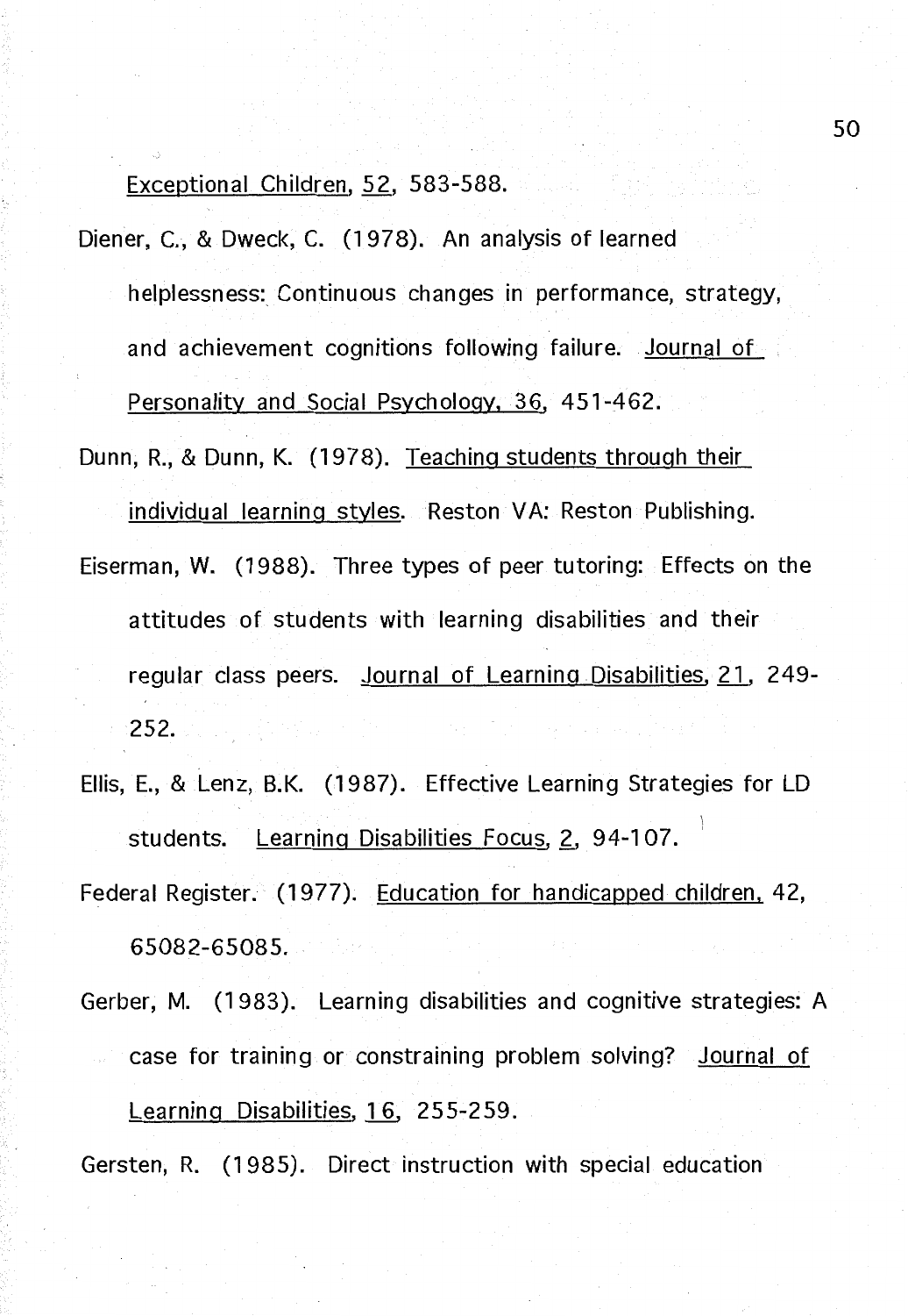Exceptional Children, 52, 583-588.

Diener, C., & Dweck, C. (1978). An analysis of learned helplessness: Continuous changes in performance, strategy, and achievement cognitions following failure. Journal of Personality and Social Psychology, 36, 451-462.

Dunn, R., & Dunn, K. (1978). Teaching students through their individual learning styles. Reston VA: Reston Publishing.

Eiserman, W. (1988). Three types of peer tutoring: Effects on the attitudes of students with learning disabilities and their regular class peers. Journal of Learning Disabilities, 21, 249-252.

Ellis, E., & Lenz, B.K. (1987). Effective Learning Strategies for LD students. Learning Disabilities Focus, 2, 94-107.

Federal Register. (1977). Education for handicapped children, 42, 65082-65085.

Gerber, M. (1983). Learning disabilities and cognitive strategies: A case for training or constraining problem solving? Journal of Learning Disabilities, 16, 255-259.

Gersten, R. (1985). Direct instruction with special education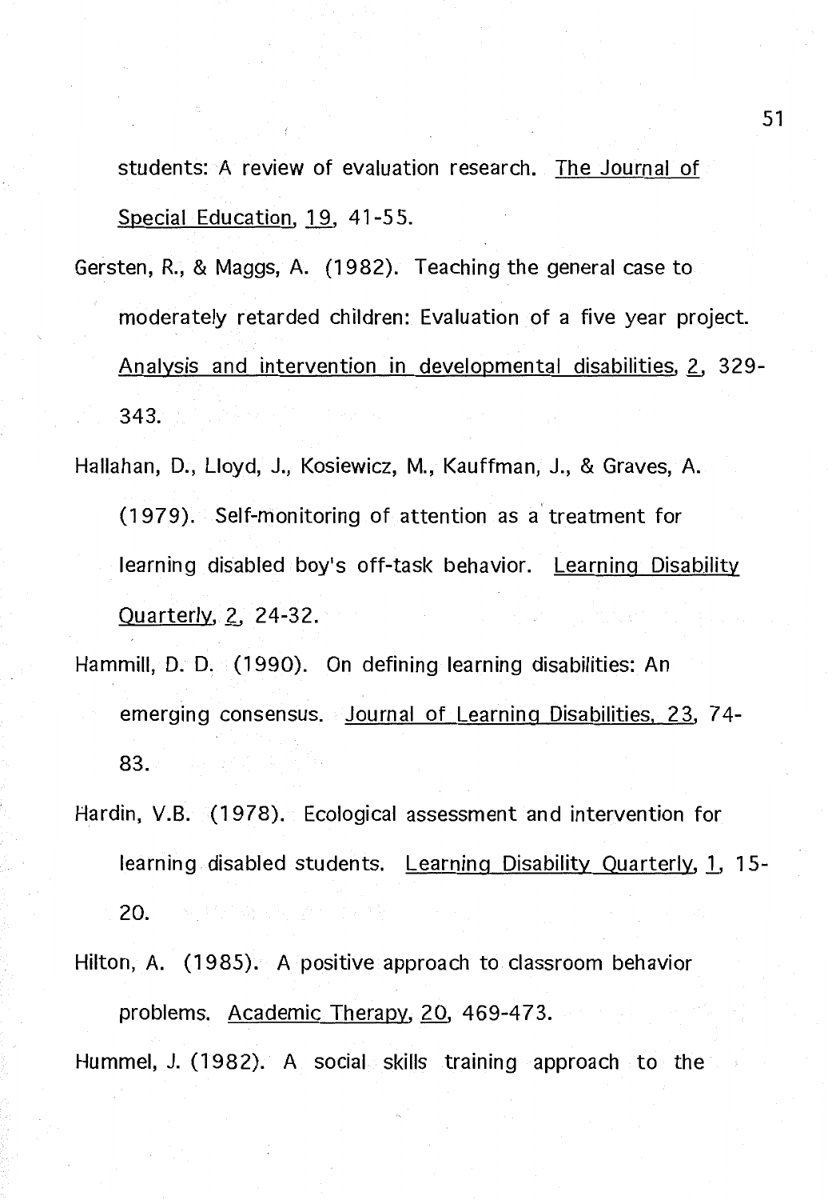students: A review of evaluation research. The Journal of Special Education, 19, 41-55.

Gersten, R., & Maggs, A. (1982). Teaching the general case to moderately retarded children: Evaluation of a five year project. Analysis and intervention in developmental disabilities, 2, 329-343.

Hallahan, D., Lloyd, J., Kosiewicz, M., Kauffman, J., & Graves, A. (1979). Self-monitoring of attention as a treatment for learning disabled boy's off-task behavior. Learning Disability Quarterly, 2, 24-32.

Hammill, D. D. (1990). On defining learning disabilities: An emerging consensus. Journal of Learning Disabilities, 23, 74-83.

Hardin, V.B. (1978). Ecological assessment and intervention for learning disabled students. Learning Disability Quarterly, 1, 15-20.

Hilton, A. (1985). A positive approach to classroom behavior problems. Academic Therapy, 20, 469-473.

Hummel, J. (1982). A social skills training approach to the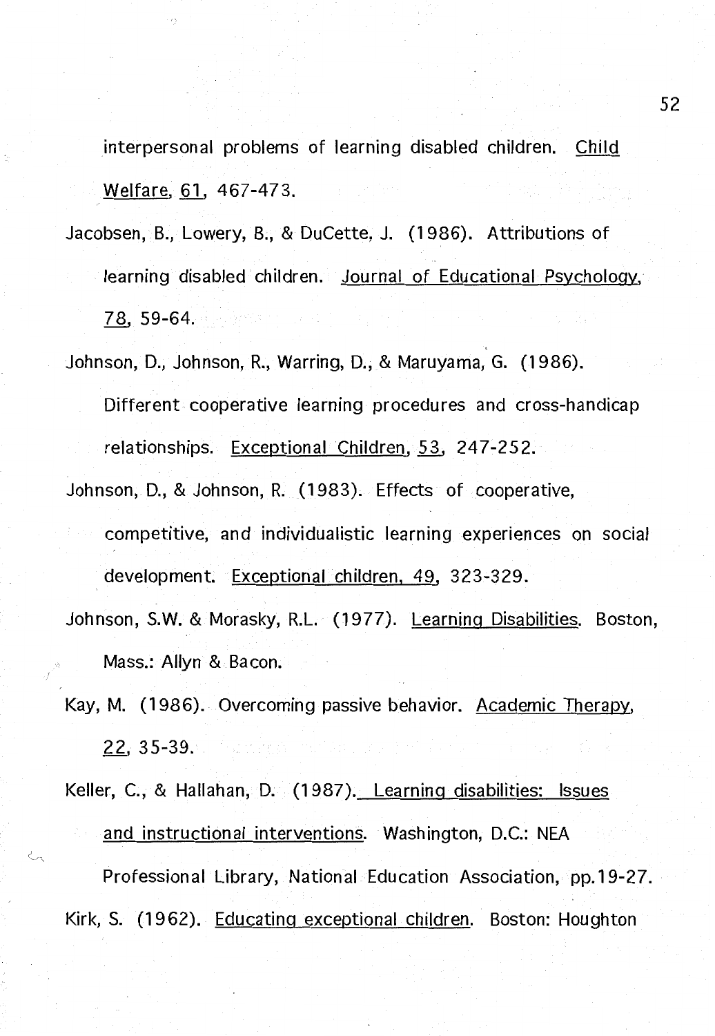interpersonal problems of learning disabled children. Child Welfare, 61, 467-473.

Jacobsen, B., Lowery, B., & DuCette, J. (1986). Attributions of learning disabled children. Journal of Educational Psychology, 78, 59-64.

Johnson, D., Johnson, R., Warring, D., & Maruyama, G. (1986). Different cooperative learning procedures and cross-handicap relationships. Exceptional Children, 53, 247-252.

Johnson, D., & Johnson, R. (1983). Effects of cooperative, competitive, and individualistic learning experiences on social development. Exceptional children, 49, 323-329.

Johnson, S.W. & Morasky, R.L. (1977). Learning Disabilities. Boston, Mass.: Allyn & Bacon.

Kay, M. (1986). Overcoming passive behavior. Academic Therapy, 22, 35-39.

Keller, C., & Hallahan, D. (1987). Learning disabilities: Issues and instructional interventions. Washington, D.C.: NEA Professional Library, National Education Association, pp.19-27.

Kirk, S. (1962). Educating exceptional children. Boston: Houghton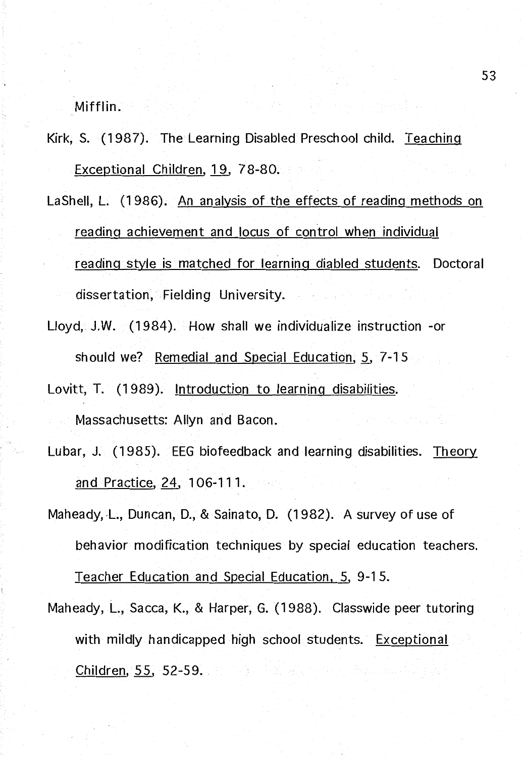Mifflin.

Kirk, S. (1987). The Learning Disabled Preschool child. Teaching Exceptional Children, 19, 78-80.

LaShell, L. (1986). An analysis of the effects of reading methods on reading achievement and locus of control when individual reading style is matched for learning diabled students. Doctoral dissertation, Fielding University.

Lloyd, J.W. (1984). How shall we individualize instruction -or should we? Remedial and Special Education, 5, 7-15

Lovitt, T. (1989). Introduction to learning disabilities. Massachusetts: Allyn and Bacon.

Lubar, J. (1985). EEG biofeedback and learning disabilities. Theory and Practice, 24, 106-111.

Maheady, L., Duncan, D., & Sainato, D. (1982). A survey of use of behavior modification techniques by special education teachers. Teacher Education and Special Education, 5, 9-15.

Maheady, L., Sacca, K., & Harper, G. (1988). Classwide peer tutoring with mildly handicapped high school students. Exceptional Children, 55, 52-59.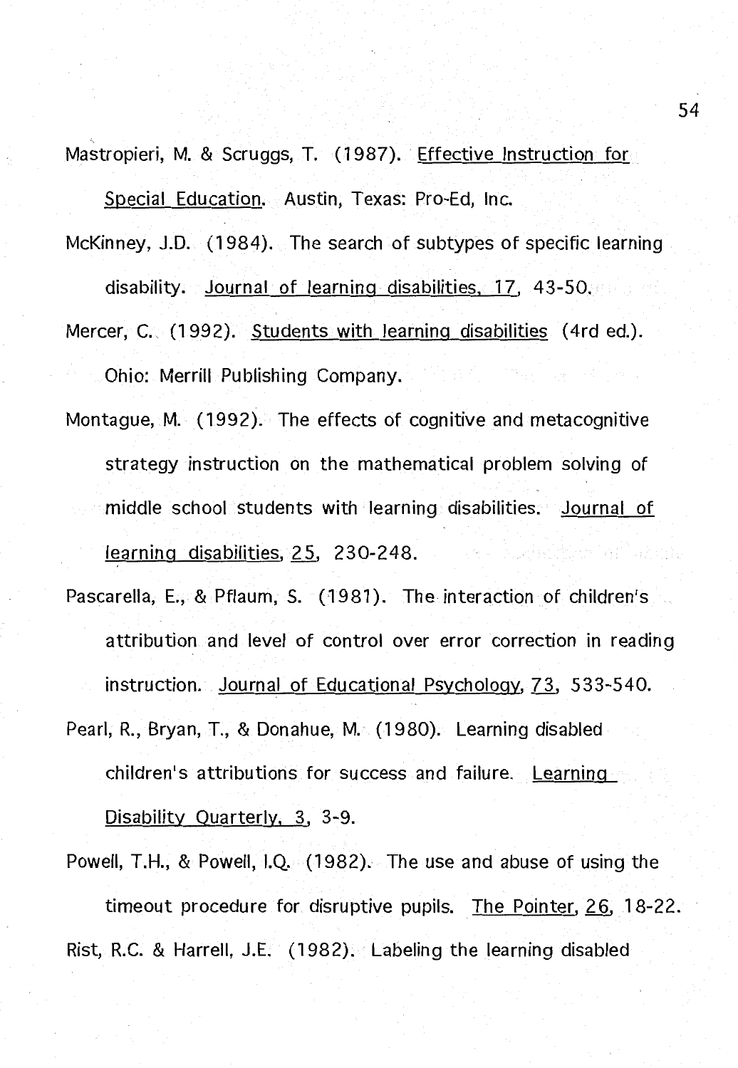Mastropieri, M. & Scruggs, T. (1987). Effective Instruction for Special Education. Austin, Texas: Pro-Ed, Inc.

McKinney, J.D. (1984). The search of subtypes of specific learning disability. Journal of learning disabilities, 17, 43-50.

Mercer, C. (1992). Students with learning disabilities (4rd ed.). Ohio: Merrill Publishing Company.

Montague, M. (1992). The effects of cognitive and metacognitive strategy instruction on the mathematical problem solving of middle school students with learning disabilities. Journal of learning disabilities, 25, 230-248.

Pascarella, E., & Pflaum, S. (1981). The interaction of children's attribution and level of control over error correction in reading instruction. Journal of Educational Psychology, 73, 533-540.

Pearl, R., Bryan, T., & Donahue, M. (1980). Learning disabled children's attributions for success and failure. Learning Disability Quarterly, 3, 3-9.

Powell, T.H., & Powell, I.Q. (1982). The use and abuse of using the timeout procedure for disruptive pupils. The Pointer, 26, 18-22.

Rist, R.C. & Harrell, J.E. (1982). Labeling the learning disabled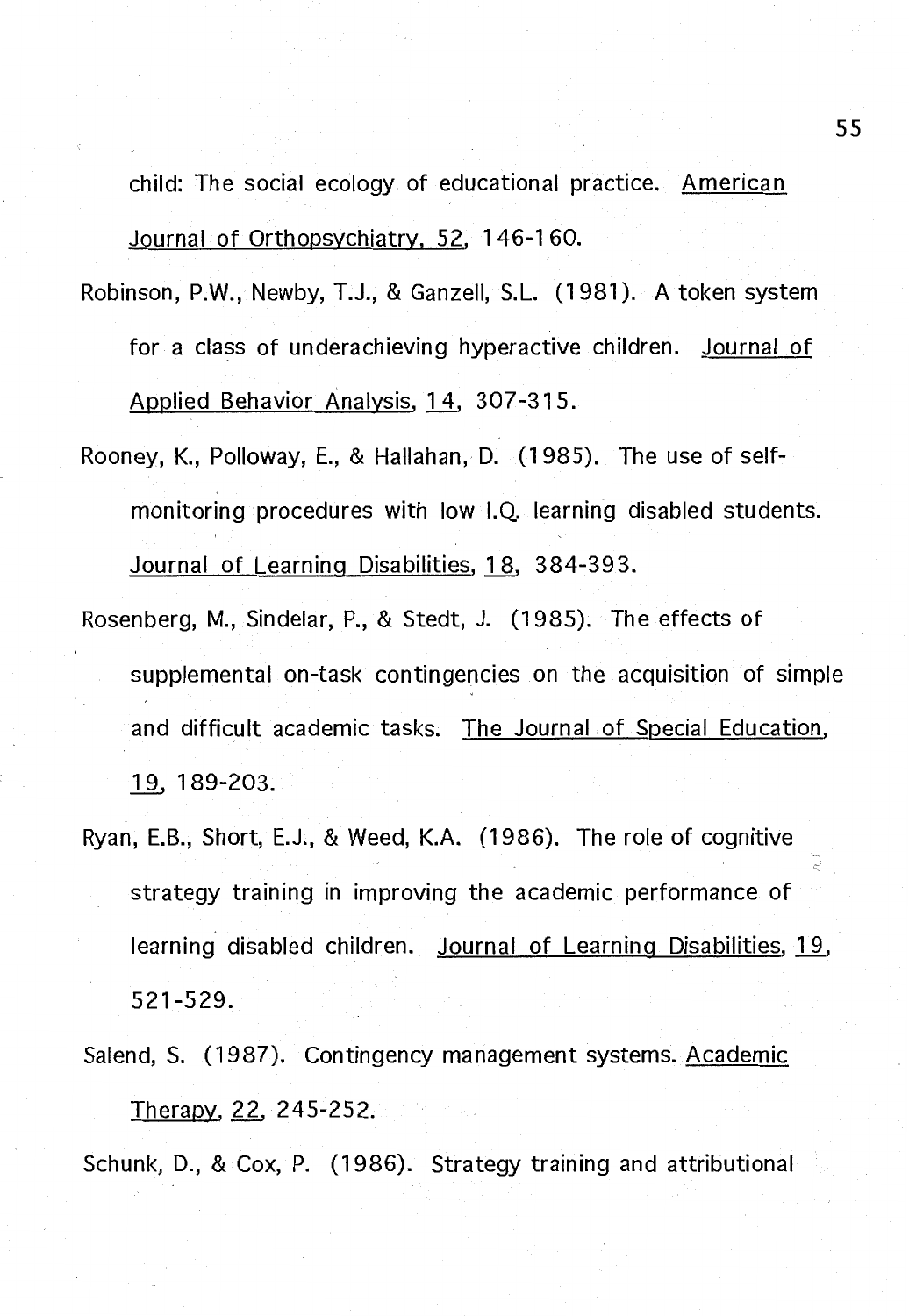child: The social ecology of educational practice. American Journal of Orthopsychiatry, 52, 146-160.

Robinson, P.W., Newby, T.J., & Ganzell, S.L. (1981). A token system for a class of underachieving hyperactive children. Journal of Applied Behavior Analysis, 14, 307-315.

Rooney, K., Polloway, E., & Hallahan, D. (1985). The use of self-monitoring procedures with low I.Q. learning disabled students. Journal of Learning Disabilities, 18, 384-393.

Rosenberg, M., Sindelar, P., & Stedt, J. (1985). The effects of supplemental on-task contingencies on the acquisition of simple and difficult academic tasks. The Journal of Special Education, 19, 189-203.

Ryan, E.B., Short, E.J., & Weed, K.A. (1986). The role of cognitive strategy training in improving the academic performance of learning disabled children. Journal of Learning Disabilities, 19, 521-529.

Salend, S. (1987). Contingency management systems. Academic Therapy, 22, 245-252.

Schunk, D., & Cox, P. (1986). Strategy training and attributional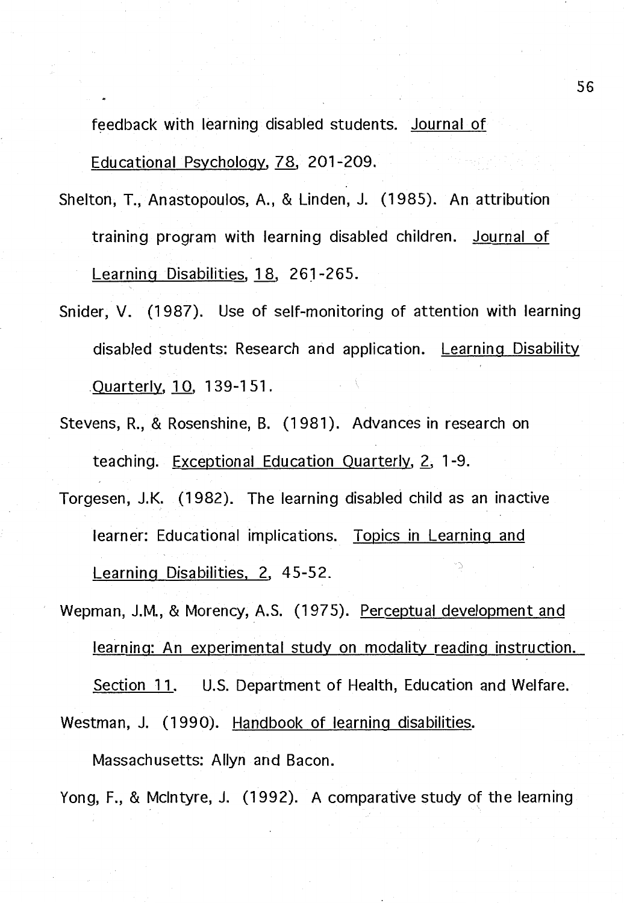feedback with learning disabled students. Journal of Educational Psychology, 78, 201-209.

Shelton, T., Anastopoulos, A., & Linden, J. (1985). An attribution training program with learning disabled children. Journal of Learning Disabilities, 18, 261-265.

Snider, V. (1987). Use of self-monitoring of attention with learning disabled students: Research and application. Learning Disability Quarterly, 10, 139-151.

Stevens, R., & Rosenshine, B. (1981). Advances in research on teaching. Exceptional Education Quarterly, 2, 1-9.

Torgesen, J.K. (1982). The learning disabled child as an inactive learner: Educational implications. Topics in Learning and Learning Disabilities, 2, 45-52.

Wepman, J.M., & Morency, A.S. (1975). Perceptual development and learning: An experimental study on modality reading instruction. Section 11. U.S. Department of Health, Education and Welfare.

Westman, J. (1990). Handbook of learning disabilities. Massachusetts: Allyn and Bacon.

Yong, F., & McIntyre, J. (1992). A comparative study of the learning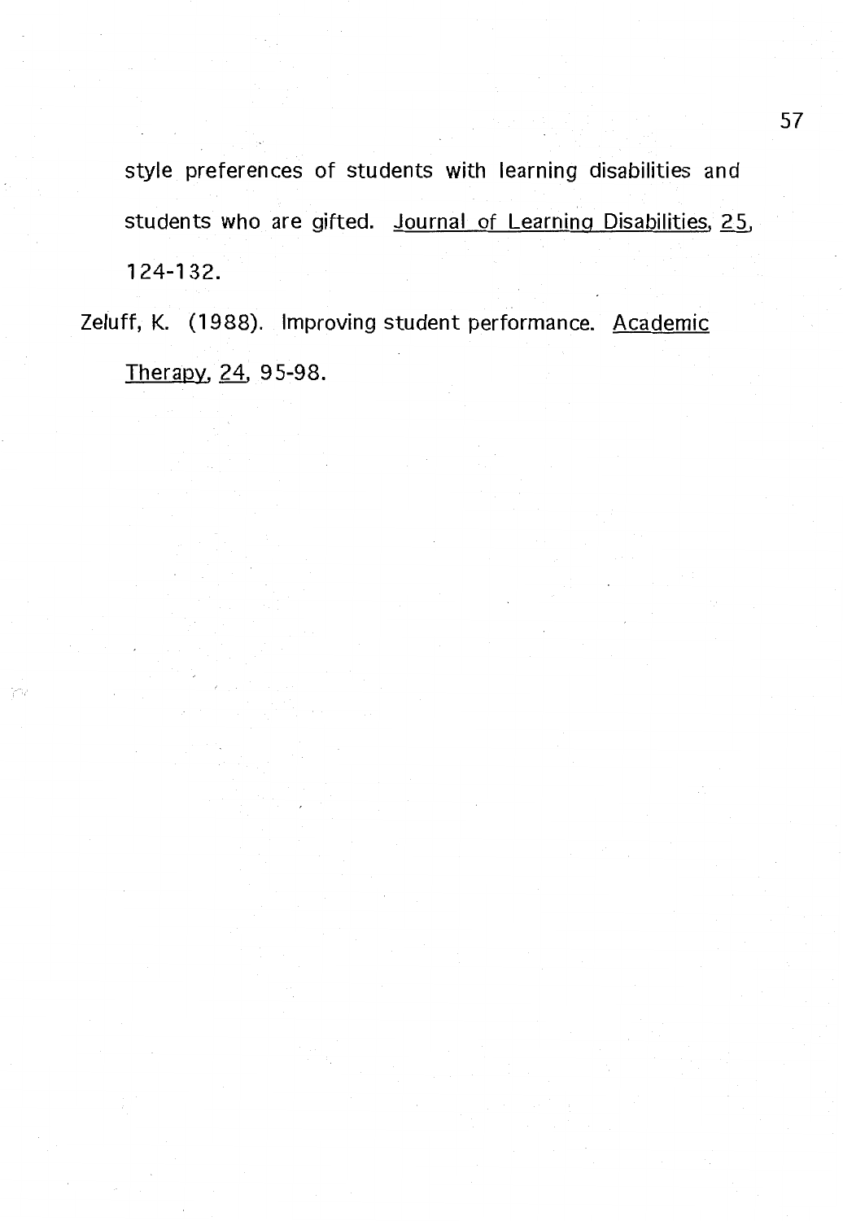style preferences of students with learning disabilities and students who are gifted. Journal of Learning Disabilities, 25, 124-132.

Zeluff, K. (1988). Improving student performance. Academic Therapy, 24, 95-98.